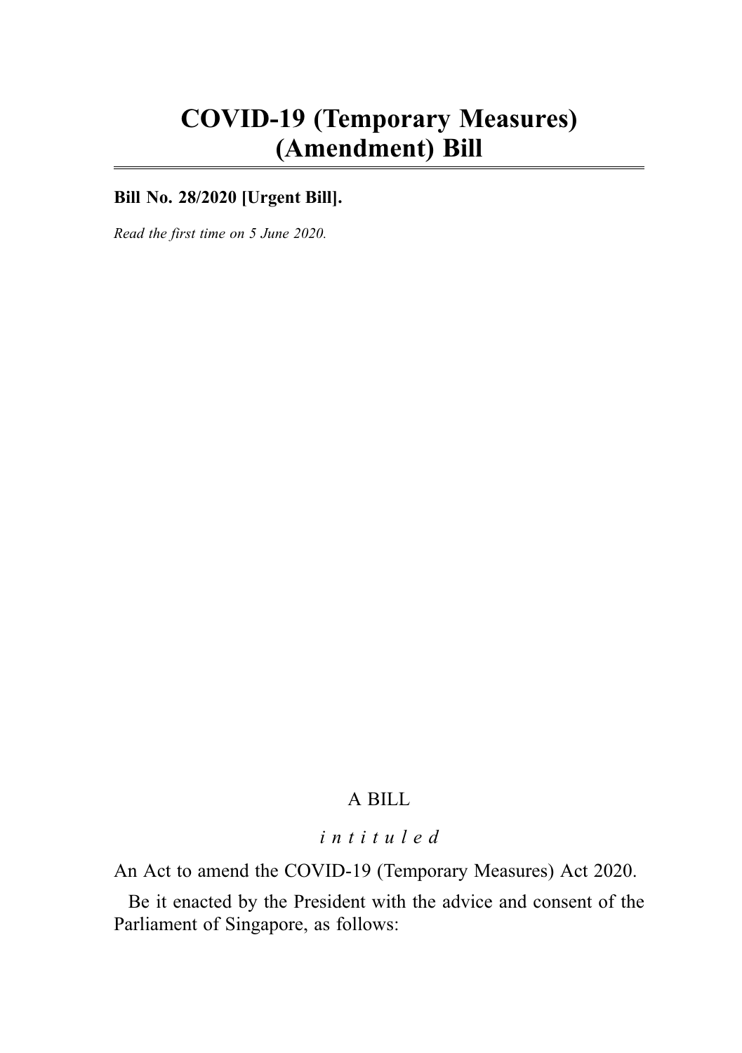# COVID-19 (Temporary Measures) (Amendment) Bill

**Bill No. 28/2020 [Urgent Bill].**

*Read the first time on 5 June 2020.*

A BILL

*intituled*

An Act to amend the COVID-19 (Temporary Measures) Act 2020.

Be it enacted by the President with the advice and consent of the Parliament of Singapore, as follows: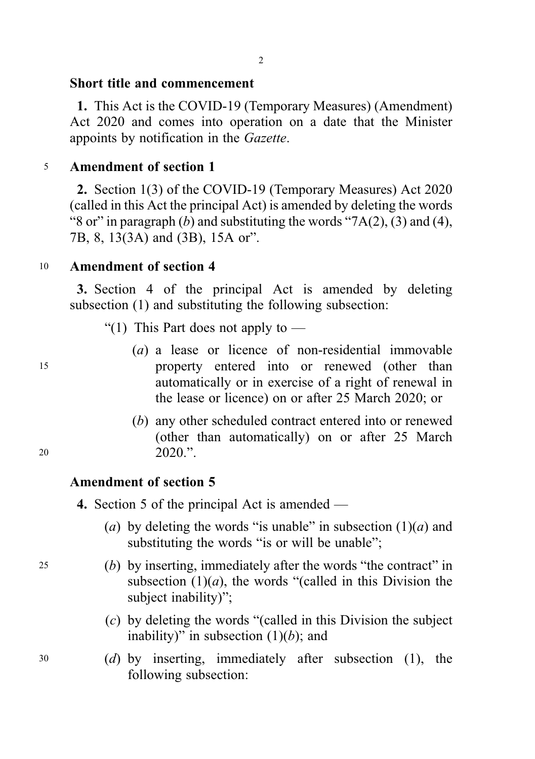**Short title and commencement**

**1.** This Act is the COVID-19 (Temporary Measures) (Amendment) Act 2020 and comes into operation on a date that the Minister appoints by notification in the *Gazette*.

**Amendment of section 1**

**2.** Section 1(3) of the COVID-19 (Temporary Measures) Act 2020 (called in this Act the principal Act) is amended by deleting the words "8 or" in paragraph (*b*) and substituting the words "7A(2), (3) and (4), 7B, 8, 13(3A) and (3B), 15A or".

**Amendment of section 4**

**3.** Section 4 of the principal Act is amended by deleting subsection (1) and substituting the following subsection:

"(1) This Part does not apply to —

(*a*) a lease or licence of non-residential immovable property entered into or renewed (other than automatically or in exercise of a right of renewal in the lease or licence) on or after 25 March 2020; or

(*b*) any other scheduled contract entered into or renewed (other than automatically) on or after 25 March 2020.".

**Amendment of section 5**

**4.** Section 5 of the principal Act is amended —

(*a*) by deleting the words "is unable" in subsection (1)(*a*) and substituting the words "is or will be unable";

(*b*) by inserting, immediately after the words "the contract" in subsection (1)(*a*), the words "(called in this Division the subject inability)";

(*c*) by deleting the words "(called in this Division the subject inability)" in subsection (1)(*b*); and

(*d*) by inserting, immediately after subsection (1), the following subsection: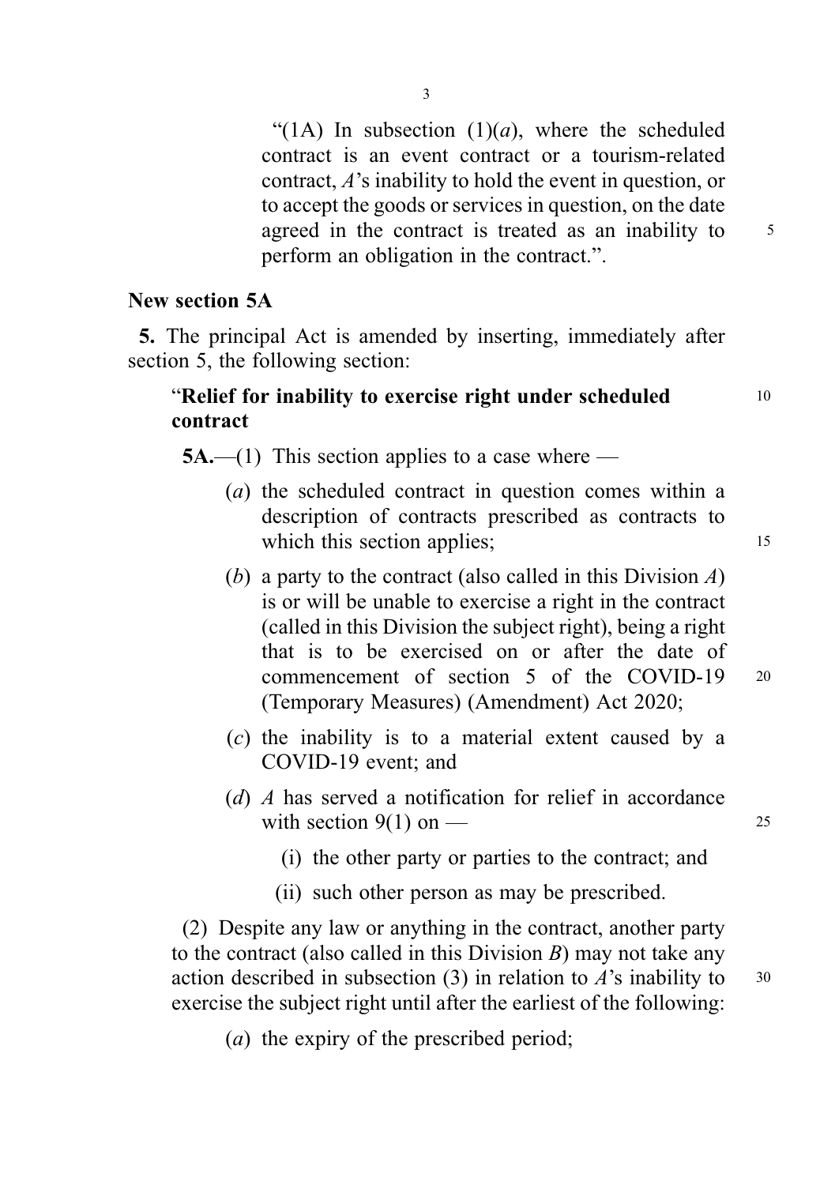"(1A) In subsection (1)(*a*), where the scheduled contract is an event contract or a tourism-related contract, *A*'s inability to hold the event in question, or to accept the goods or services in question, on the date agreed in the contract is treated as an inability to perform an obligation in the contract.".

**New section 5A**

**5.** The principal Act is amended by inserting, immediately after section 5, the following section:

"**Relief for inability to exercise right under scheduled contract**

**5A.**—(1) This section applies to a case where —

(*a*) the scheduled contract in question comes within a description of contracts prescribed as contracts to which this section applies;

(*b*) a party to the contract (also called in this Division *A*) is or will be unable to exercise a right in the contract (called in this Division the subject right), being a right that is to be exercised on or after the date of commencement of section 5 of the COVID-19 (Temporary Measures) (Amendment) Act 2020;

(*c*) the inability is to a material extent caused by a COVID-19 event; and

(*d*) *A* has served a notification for relief in accordance with section 9(1) on —

(i) the other party or parties to the contract; and

(ii) such other person as may be prescribed.

(2) Despite any law or anything in the contract, another party to the contract (also called in this Division *B*) may not take any action described in subsection (3) in relation to *A*'s inability to exercise the subject right until after the earliest of the following:

(*a*) the expiry of the prescribed period;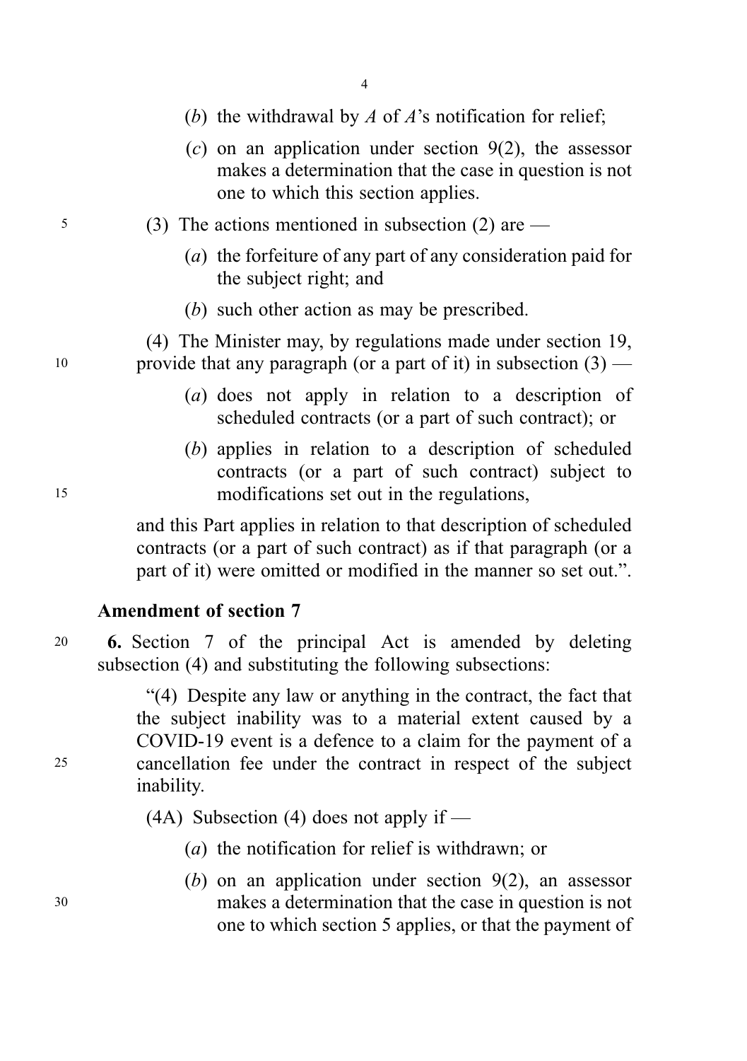(*b*) the withdrawal by *A* of *A*'s notification for relief;

(*c*) on an application under section 9(2), the assessor makes a determination that the case in question is not one to which this section applies.

(3) The actions mentioned in subsection (2) are —

(*a*) the forfeiture of any part of any consideration paid for the subject right; and

(*b*) such other action as may be prescribed.

(4) The Minister may, by regulations made under section 19, provide that any paragraph (or a part of it) in subsection (3) —

(*a*) does not apply in relation to a description of scheduled contracts (or a part of such contract); or

(*b*) applies in relation to a description of scheduled contracts (or a part of such contract) subject to modifications set out in the regulations,

and this Part applies in relation to that description of scheduled contracts (or a part of such contract) as if that paragraph (or a part of it) were omitted or modified in the manner so set out.".

**Amendment of section 7**

**6.** Section 7 of the principal Act is amended by deleting subsection (4) and substituting the following subsections:

"(4) Despite any law or anything in the contract, the fact that the subject inability was to a material extent caused by a COVID-19 event is a defence to a claim for the payment of a cancellation fee under the contract in respect of the subject inability.

(4A) Subsection (4) does not apply if —

(*a*) the notification for relief is withdrawn; or

(*b*) on an application under section 9(2), an assessor makes a determination that the case in question is not one to which section 5 applies, or that the payment of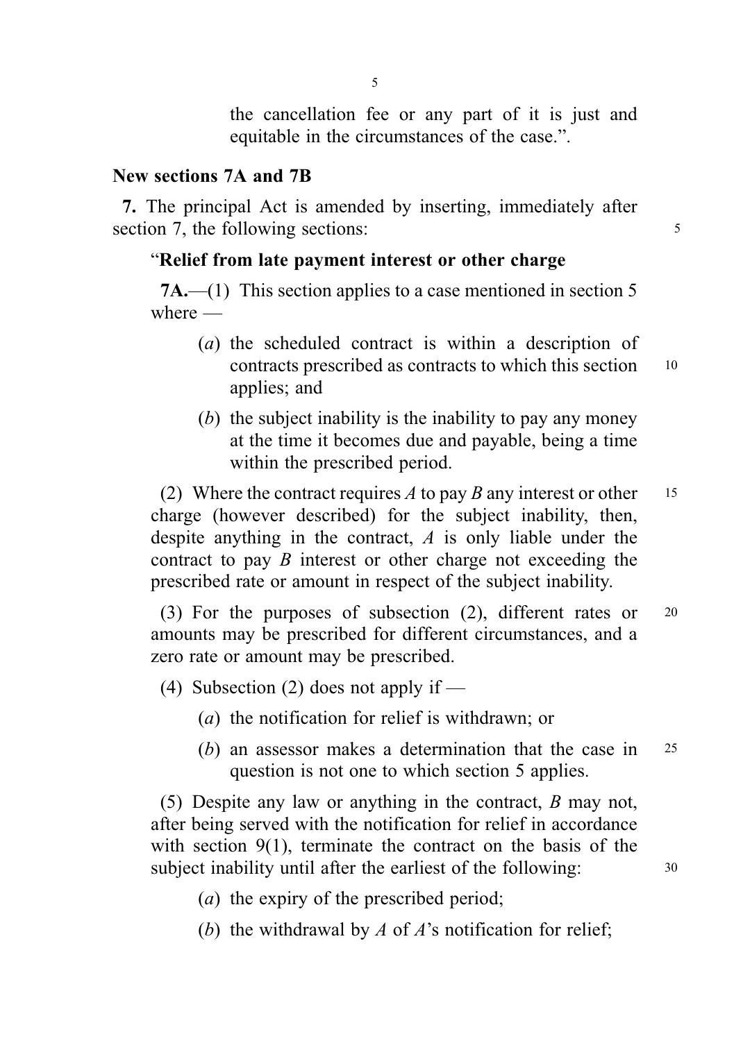the cancellation fee or any part of it is just and equitable in the circumstances of the case.”.

### New sections 7A and 7B

**7.** The principal Act is amended by inserting, immediately after section 7, the following sections:

“**Relief from late payment interest or other charge**

**7A.**—(1) This section applies to a case mentioned in section 5 where —

(*a*) the scheduled contract is within a description of contracts prescribed as contracts to which this section applies; and

(*b*) the subject inability is the inability to pay any money at the time it becomes due and payable, being a time within the prescribed period.

(2) Where the contract requires *A* to pay *B* any interest or other charge (however described) for the subject inability, then, despite anything in the contract, *A* is only liable under the contract to pay *B* interest or other charge not exceeding the prescribed rate or amount in respect of the subject inability.

(3) For the purposes of subsection (2), different rates or amounts may be prescribed for different circumstances, and a zero rate or amount may be prescribed.

(4) Subsection (2) does not apply if —

(*a*) the notification for relief is withdrawn; or

(*b*) an assessor makes a determination that the case in question is not one to which section 5 applies.

(5) Despite any law or anything in the contract, *B* may not, after being served with the notification for relief in accordance with section 9(1), terminate the contract on the basis of the subject inability until after the earliest of the following:

(*a*) the expiry of the prescribed period;

(*b*) the withdrawal by *A* of *A*’s notification for relief;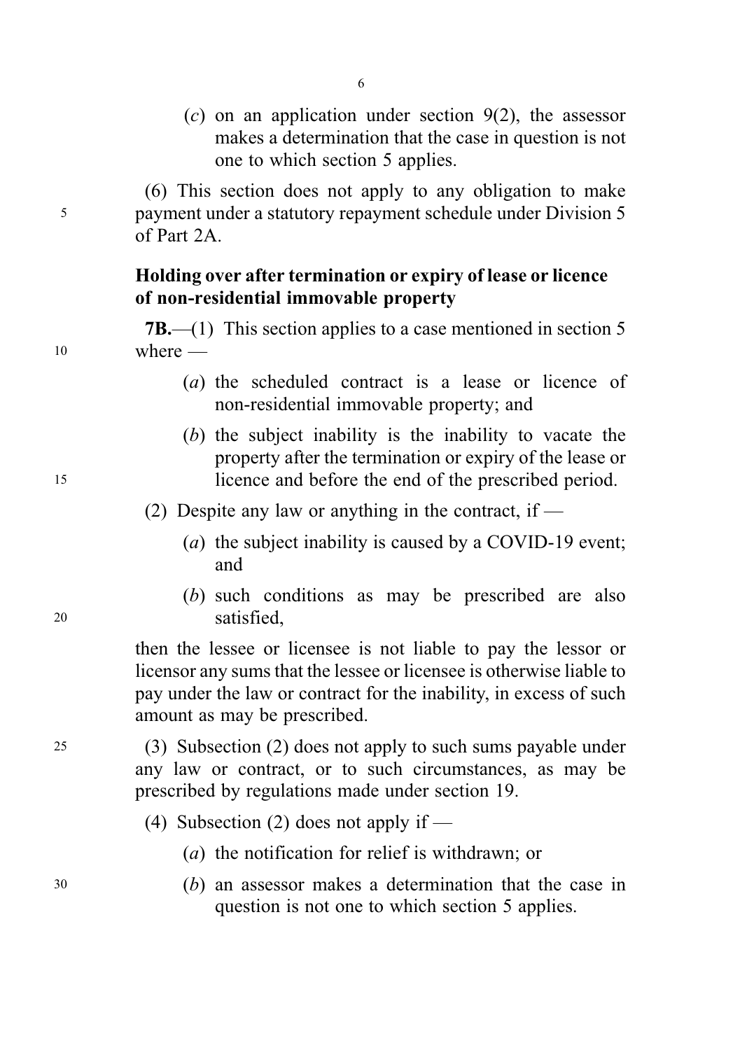(*c*) on an application under section 9(2), the assessor makes a determination that the case in question is not one to which section 5 applies.

(6) This section does not apply to any obligation to make payment under a statutory repayment schedule under Division 5 of Part 2A.

**Holding over after termination or expiry of lease or licence of non-residential immovable property**

**7B.**—(1) This section applies to a case mentioned in section 5 where —

(*a*) the scheduled contract is a lease or licence of non-residential immovable property; and

(*b*) the subject inability is the inability to vacate the property after the termination or expiry of the lease or licence and before the end of the prescribed period.

(2) Despite any law or anything in the contract, if —

(*a*) the subject inability is caused by a COVID-19 event; and

(*b*) such conditions as may be prescribed are also satisfied,

then the lessee or licensee is not liable to pay the lessor or licensor any sums that the lessee or licensee is otherwise liable to pay under the law or contract for the inability, in excess of such amount as may be prescribed.

(3) Subsection (2) does not apply to such sums payable under any law or contract, or to such circumstances, as may be prescribed by regulations made under section 19.

(4) Subsection (2) does not apply if —

(*a*) the notification for relief is withdrawn; or

(*b*) an assessor makes a determination that the case in question is not one to which section 5 applies.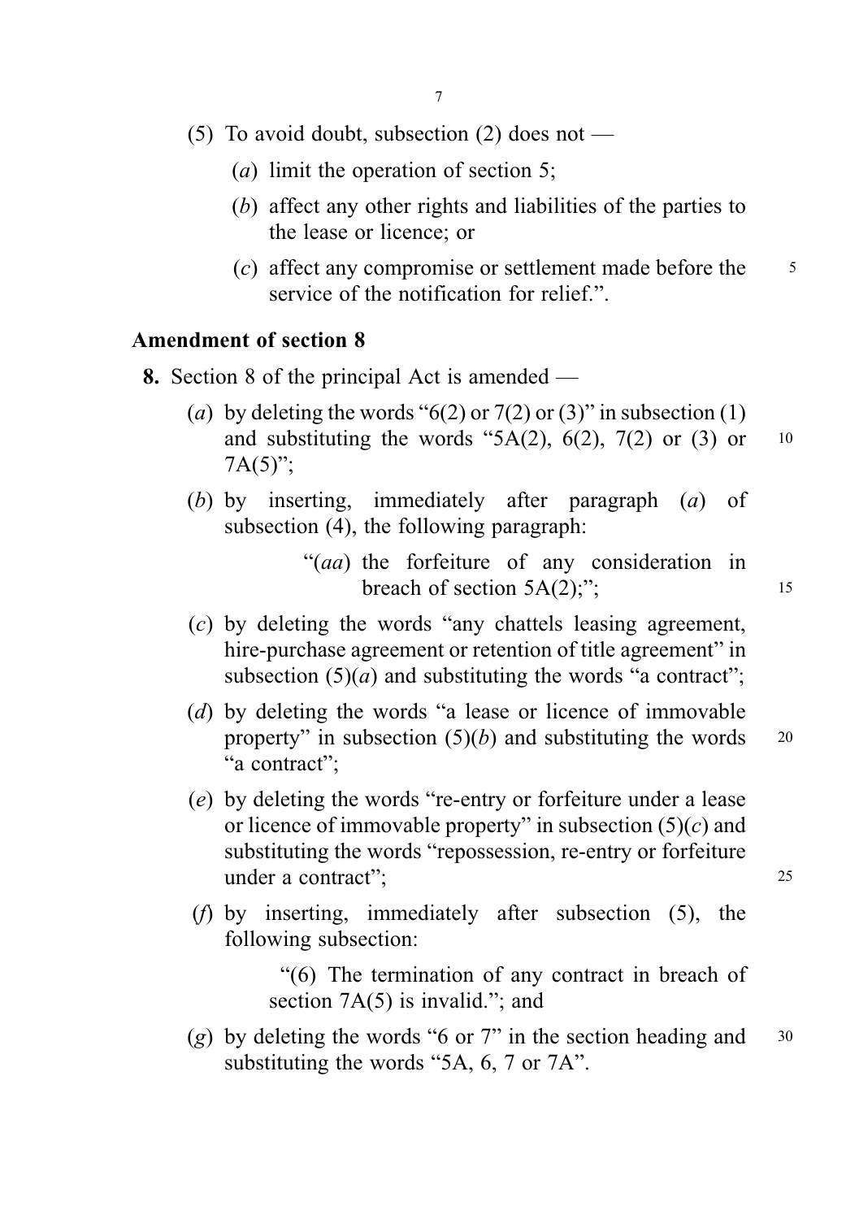(5) To avoid doubt, subsection (2) does not —

(*a*) limit the operation of section 5;

(*b*) affect any other rights and liabilities of the parties to the lease or licence; or

(*c*) affect any compromise or settlement made before the service of the notification for relief.".

**Amendment of section 8**

**8.** Section 8 of the principal Act is amended —

(*a*) by deleting the words "6(2) or 7(2) or (3)" in subsection (1) and substituting the words "5A(2), 6(2), 7(2) or (3) or 7A(5)";

(*b*) by inserting, immediately after paragraph (*a*) of subsection (4), the following paragraph:

"(*aa*) the forfeiture of any consideration in breach of section 5A(2);";

(*c*) by deleting the words "any chattels leasing agreement, hire-purchase agreement or retention of title agreement" in subsection (5)(*a*) and substituting the words "a contract";

(*d*) by deleting the words "a lease or licence of immovable property" in subsection (5)(*b*) and substituting the words "a contract";

(*e*) by deleting the words "re-entry or forfeiture under a lease or licence of immovable property" in subsection (5)(*c*) and substituting the words "repossession, re-entry or forfeiture under a contract";

(*f*) by inserting, immediately after subsection (5), the following subsection:

"(6) The termination of any contract in breach of section 7A(5) is invalid."; and

(*g*) by deleting the words "6 or 7" in the section heading and substituting the words "5A, 6, 7 or 7A".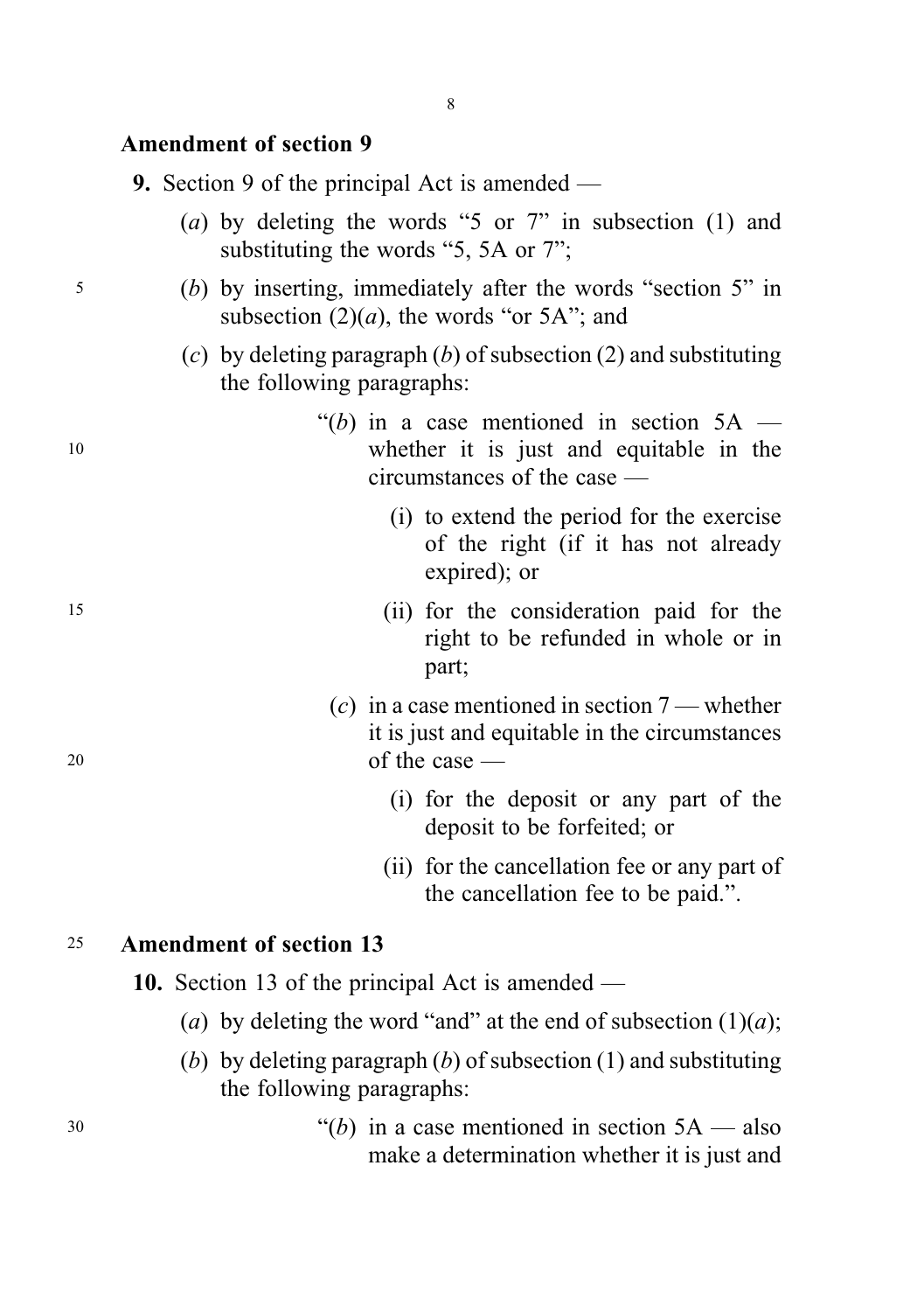### Amendment of section 9

**9.** Section 9 of the principal Act is amended —

(*a*) by deleting the words "5 or 7" in subsection (1) and substituting the words "5, 5A or 7";

(*b*) by inserting, immediately after the words "section 5" in subsection (2)(*a*), the words "or 5A"; and

(*c*) by deleting paragraph (*b*) of subsection (2) and substituting the following paragraphs:

"(*b*) in a case mentioned in section 5A — whether it is just and equitable in the circumstances of the case —

(i) to extend the period for the exercise of the right (if it has not already expired); or

(ii) for the consideration paid for the right to be refunded in whole or in part;

(*c*) in a case mentioned in section 7 — whether it is just and equitable in the circumstances of the case —

(i) for the deposit or any part of the deposit to be forfeited; or

(ii) for the cancellation fee or any part of the cancellation fee to be paid.".

### Amendment of section 13

**10.** Section 13 of the principal Act is amended —

(*a*) by deleting the word "and" at the end of subsection (1)(*a*);

(*b*) by deleting paragraph (*b*) of subsection (1) and substituting the following paragraphs:

"(*b*) in a case mentioned in section 5A — also make a determination whether it is just and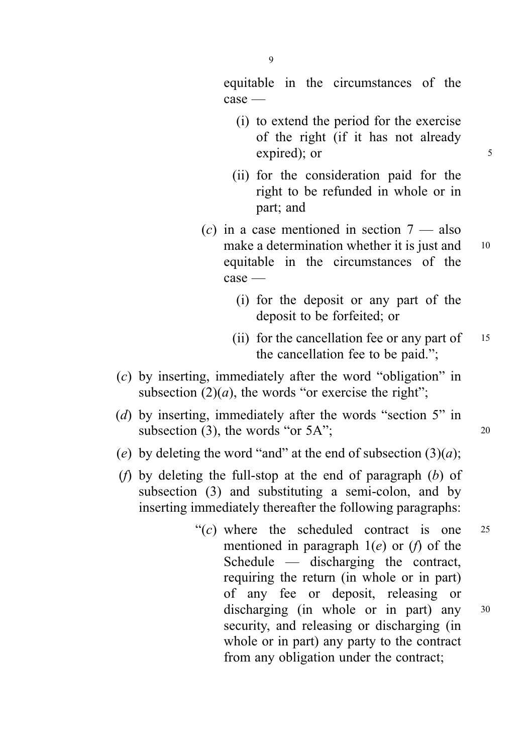equitable in the circumstances of the case —

(i) to extend the period for the exercise of the right (if it has not already expired); or

(ii) for the consideration paid for the right to be refunded in whole or in part; and

(*c*) in a case mentioned in section 7 — also make a determination whether it is just and equitable in the circumstances of the case —

(i) for the deposit or any part of the deposit to be forfeited; or

(ii) for the cancellation fee or any part of the cancellation fee to be paid.";

(*c*) by inserting, immediately after the word "obligation" in subsection (2)(*a*), the words "or exercise the right";

(*d*) by inserting, immediately after the words "section 5" in subsection (3), the words "or 5A";

(*e*) by deleting the word "and" at the end of subsection (3)(*a*);

(*f*) by deleting the full-stop at the end of paragraph (*b*) of subsection (3) and substituting a semi-colon, and by inserting immediately thereafter the following paragraphs:

"(*c*) where the scheduled contract is one mentioned in paragraph 1(*e*) or (*f*) of the Schedule — discharging the contract, requiring the return (in whole or in part) of any fee or deposit, releasing or discharging (in whole or in part) any security, and releasing or discharging (in whole or in part) any party to the contract from any obligation under the contract;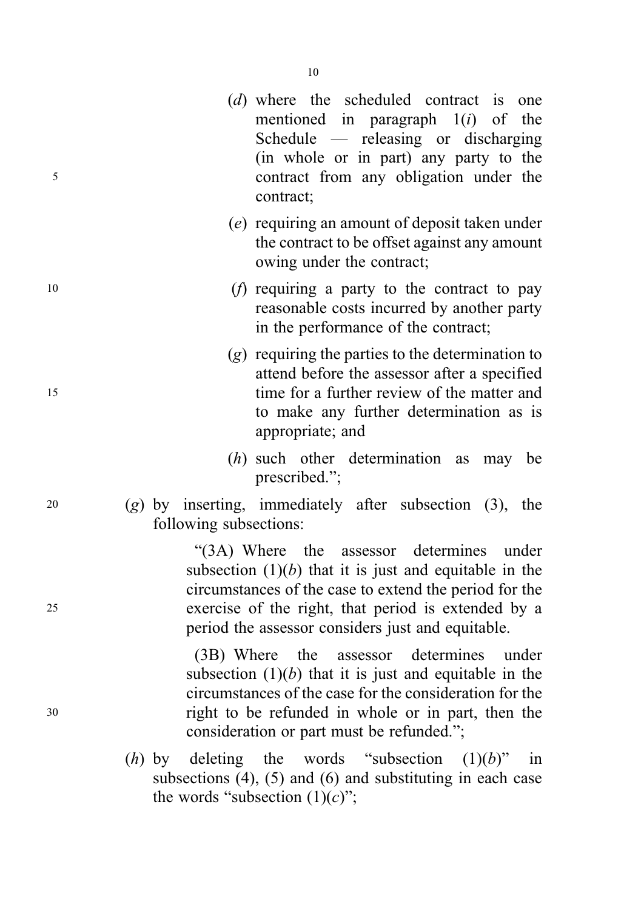(*d*) where the scheduled contract is one mentioned in paragraph 1(*i*) of the Schedule — releasing or discharging (in whole or in part) any party to the contract from any obligation under the contract;

(*e*) requiring an amount of deposit taken under the contract to be offset against any amount owing under the contract;

(*f*) requiring a party to the contract to pay reasonable costs incurred by another party in the performance of the contract;

(*g*) requiring the parties to the determination to attend before the assessor after a specified time for a further review of the matter and to make any further determination as is appropriate; and

(*h*) such other determination as may be prescribed.";

(*g*) by inserting, immediately after subsection (3), the following subsections:

"(3A) Where the assessor determines under subsection (1)(*b*) that it is just and equitable in the circumstances of the case to extend the period for the exercise of the right, that period is extended by a period the assessor considers just and equitable.

(3B) Where the assessor determines under subsection (1)(*b*) that it is just and equitable in the circumstances of the case for the consideration for the right to be refunded in whole or in part, then the consideration or part must be refunded.";

(*h*) by deleting the words "subsection (1)(*b*)" in subsections (4), (5) and (6) and substituting in each case the words "subsection (1)(*c*)";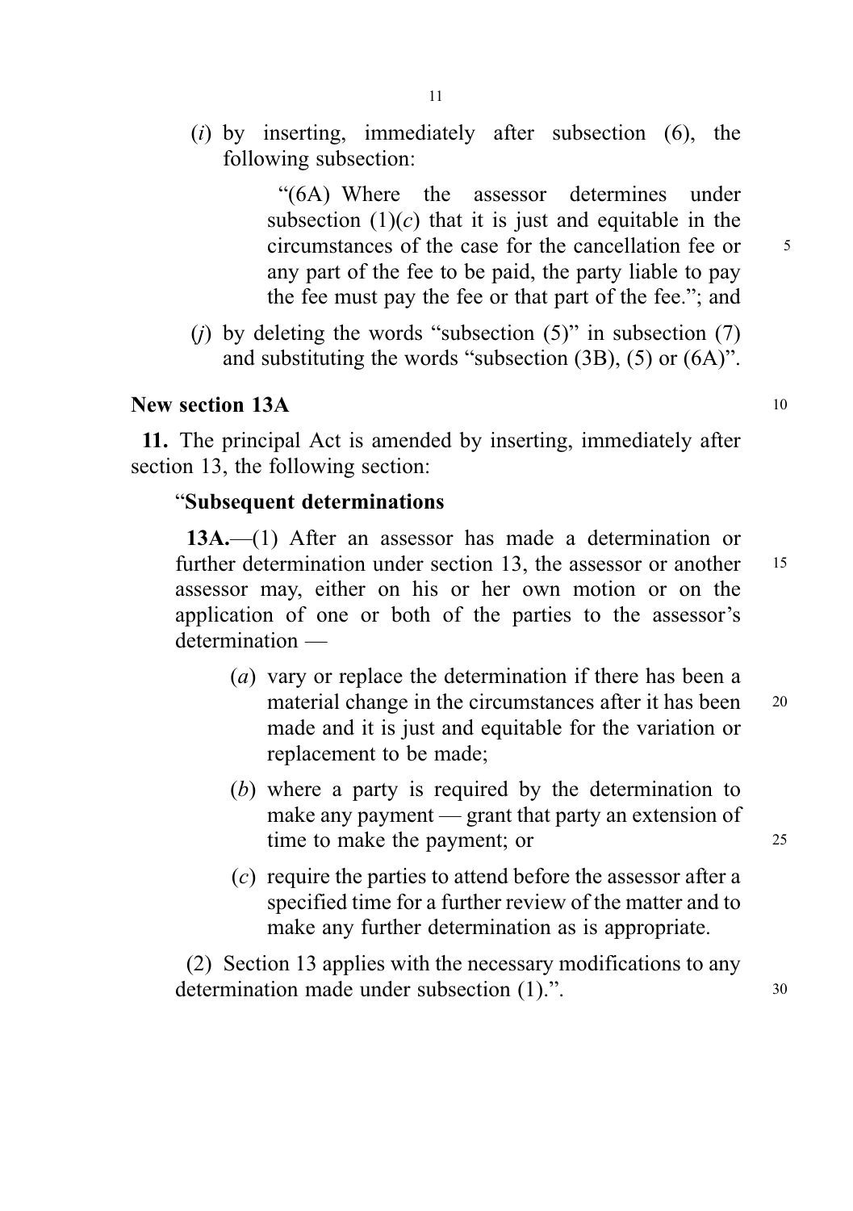(*i*) by inserting, immediately after subsection (6), the following subsection:

"(6A) Where the assessor determines under subsection (1)(*c*) that it is just and equitable in the circumstances of the case for the cancellation fee or any part of the fee to be paid, the party liable to pay the fee must pay the fee or that part of the fee."; and

(*j*) by deleting the words "subsection (5)" in subsection (7) and substituting the words "subsection (3B), (5) or (6A)".

**New section 13A**

**11.** The principal Act is amended by inserting, immediately after section 13, the following section:

"**Subsequent determinations**

**13A.**—(1) After an assessor has made a determination or further determination under section 13, the assessor or another assessor may, either on his or her own motion or on the application of one or both of the parties to the assessor's determination —

(*a*) vary or replace the determination if there has been a material change in the circumstances after it has been made and it is just and equitable for the variation or replacement to be made;

(*b*) where a party is required by the determination to make any payment — grant that party an extension of time to make the payment; or

(*c*) require the parties to attend before the assessor after a specified time for a further review of the matter and to make any further determination as is appropriate.

(2) Section 13 applies with the necessary modifications to any determination made under subsection (1).".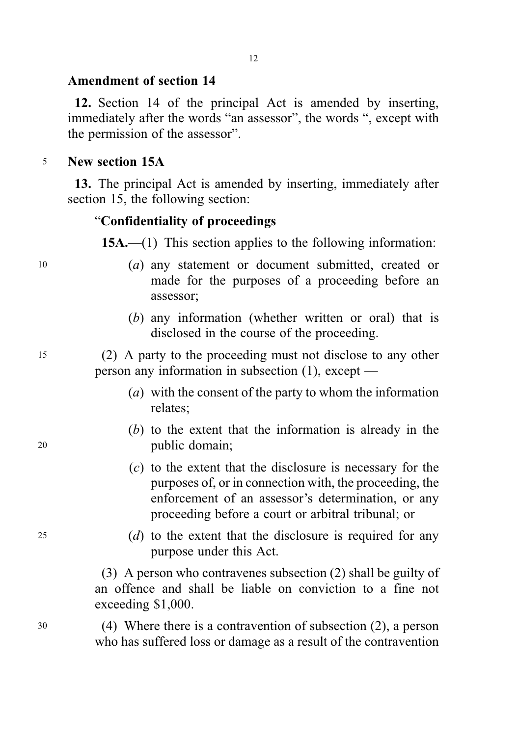### Amendment of section 14

**12.** Section 14 of the principal Act is amended by inserting, immediately after the words "an assessor", the words ", except with the permission of the assessor".

### New section 15A

**13.** The principal Act is amended by inserting, immediately after section 15, the following section:

"**Confidentiality of proceedings**

**15A.**—(1) This section applies to the following information:

(*a*) any statement or document submitted, created or made for the purposes of a proceeding before an assessor;

(*b*) any information (whether written or oral) that is disclosed in the course of the proceeding.

(2) A party to the proceeding must not disclose to any other person any information in subsection (1), except —

(*a*) with the consent of the party to whom the information relates;

(*b*) to the extent that the information is already in the public domain;

(*c*) to the extent that the disclosure is necessary for the purposes of, or in connection with, the proceeding, the enforcement of an assessor's determination, or any proceeding before a court or arbitral tribunal; or

(*d*) to the extent that the disclosure is required for any purpose under this Act.

(3) A person who contravenes subsection (2) shall be guilty of an offence and shall be liable on conviction to a fine not exceeding $1,000.

(4) Where there is a contravention of subsection (2), a person who has suffered loss or damage as a result of the contravention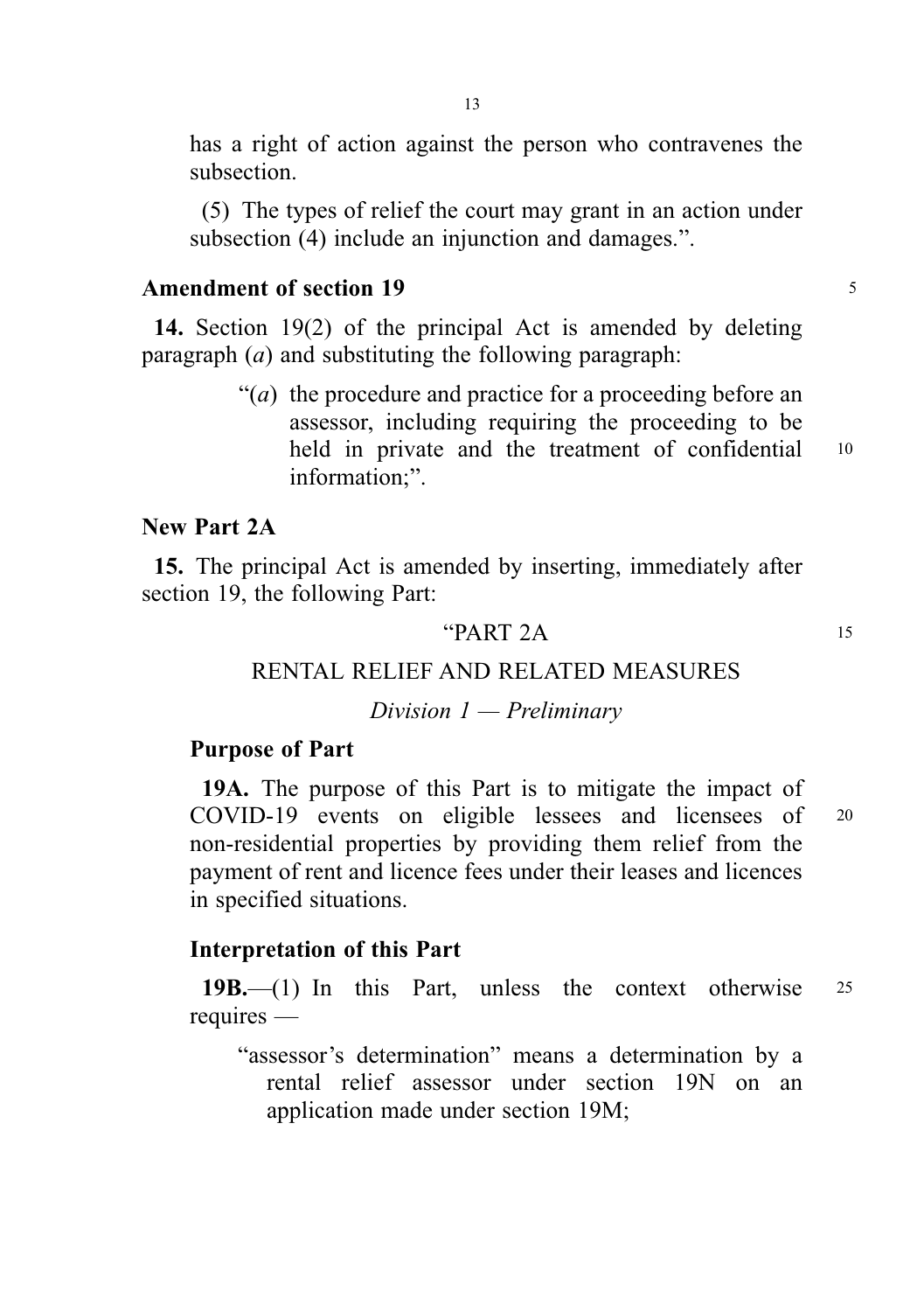has a right of action against the person who contravenes the subsection.

(5) The types of relief the court may grant in an action under subsection (4) include an injunction and damages.".

**Amendment of section 19**

**14.** Section 19(2) of the principal Act is amended by deleting paragraph (*a*) and substituting the following paragraph:

> "(*a*) the procedure and practice for a proceeding before an assessor, including requiring the proceeding to be held in private and the treatment of confidential information;".

**New Part 2A**

**15.** The principal Act is amended by inserting, immediately after section 19, the following Part:

"PART 2A

RENTAL RELIEF AND RELATED MEASURES

*Division 1 — Preliminary*

**Purpose of Part**

**19A.** The purpose of this Part is to mitigate the impact of COVID-19 events on eligible lessees and licensees of non-residential properties by providing them relief from the payment of rent and licence fees under their leases and licences in specified situations.

**Interpretation of this Part**

**19B.**—(1) In this Part, unless the context otherwise requires —

"assessor's determination" means a determination by a rental relief assessor under section 19N on an application made under section 19M;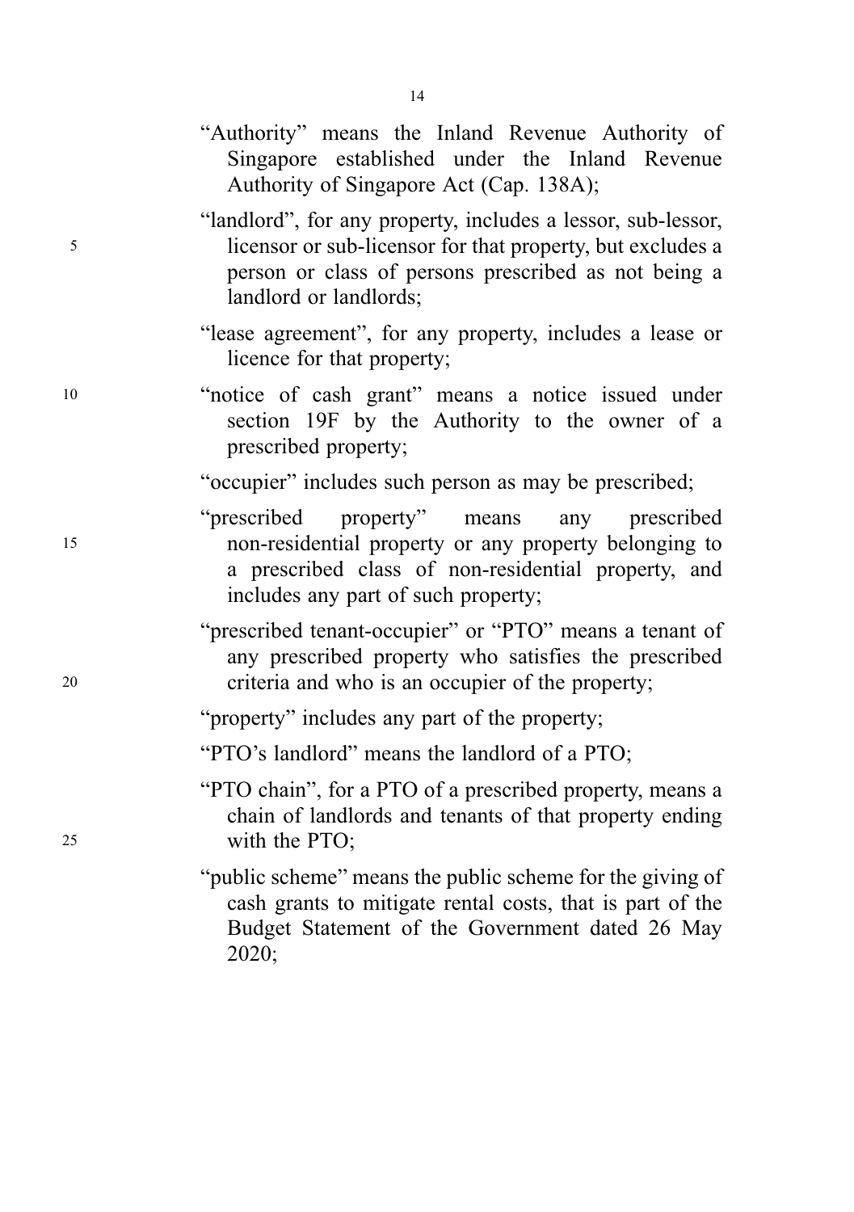"Authority" means the Inland Revenue Authority of Singapore established under the Inland Revenue Authority of Singapore Act (Cap. 138A);

"landlord", for any property, includes a lessor, sub-lessor, licensor or sub-licensor for that property, but excludes a person or class of persons prescribed as not being a landlord or landlords;

"lease agreement", for any property, includes a lease or licence for that property;

"notice of cash grant" means a notice issued under section 19F by the Authority to the owner of a prescribed property;

"occupier" includes such person as may be prescribed;

"prescribed property" means any prescribed non-residential property or any property belonging to a prescribed class of non-residential property, and includes any part of such property;

"prescribed tenant-occupier" or "PTO" means a tenant of any prescribed property who satisfies the prescribed criteria and who is an occupier of the property;

"property" includes any part of the property;

"PTO's landlord" means the landlord of a PTO;

"PTO chain", for a PTO of a prescribed property, means a chain of landlords and tenants of that property ending with the PTO;

"public scheme" means the public scheme for the giving of cash grants to mitigate rental costs, that is part of the Budget Statement of the Government dated 26 May 2020;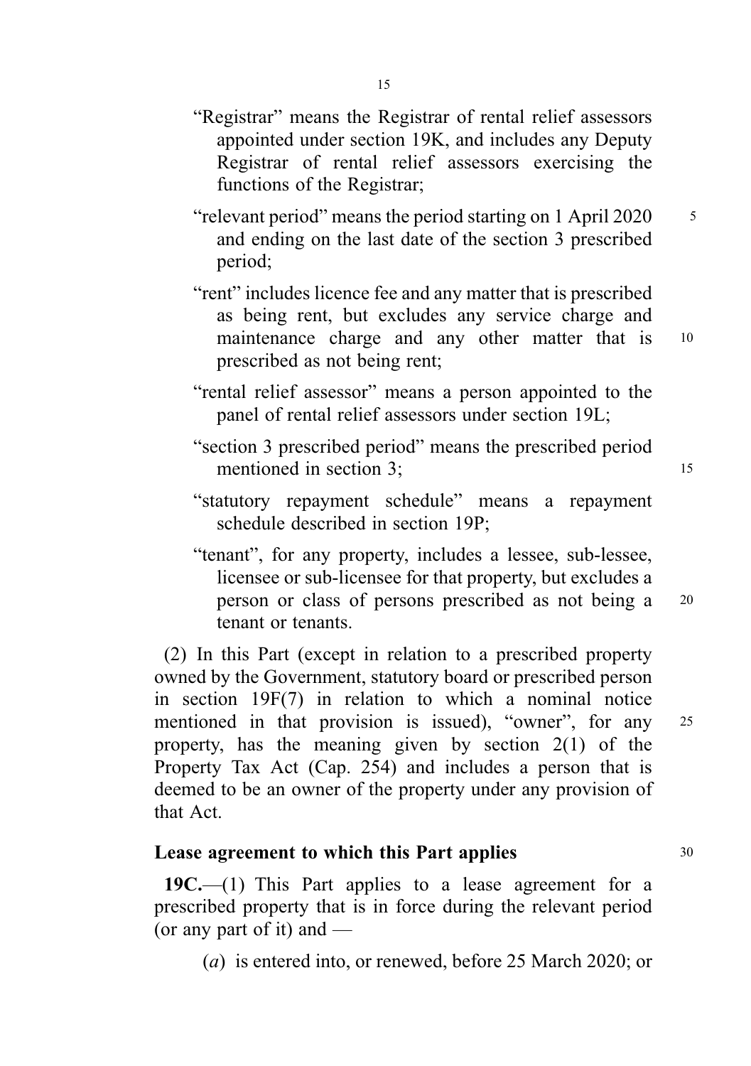"Registrar" means the Registrar of rental relief assessors appointed under section 19K, and includes any Deputy Registrar of rental relief assessors exercising the functions of the Registrar;

"relevant period" means the period starting on 1 April 2020 and ending on the last date of the section 3 prescribed period;

"rent" includes licence fee and any matter that is prescribed as being rent, but excludes any service charge and maintenance charge and any other matter that is prescribed as not being rent;

"rental relief assessor" means a person appointed to the panel of rental relief assessors under section 19L;

"section 3 prescribed period" means the prescribed period mentioned in section 3;

"statutory repayment schedule" means a repayment schedule described in section 19P;

"tenant", for any property, includes a lessee, sub-lessee, licensee or sub-licensee for that property, but excludes a person or class of persons prescribed as not being a tenant or tenants.

(2) In this Part (except in relation to a prescribed property owned by the Government, statutory board or prescribed person in section 19F(7) in relation to which a nominal notice mentioned in that provision is issued), "owner", for any property, has the meaning given by section 2(1) of the Property Tax Act (Cap. 254) and includes a person that is deemed to be an owner of the property under any provision of that Act.

**Lease agreement to which this Part applies**

**19C.**—(1) This Part applies to a lease agreement for a prescribed property that is in force during the relevant period (or any part of it) and —

(*a*) is entered into, or renewed, before 25 March 2020; or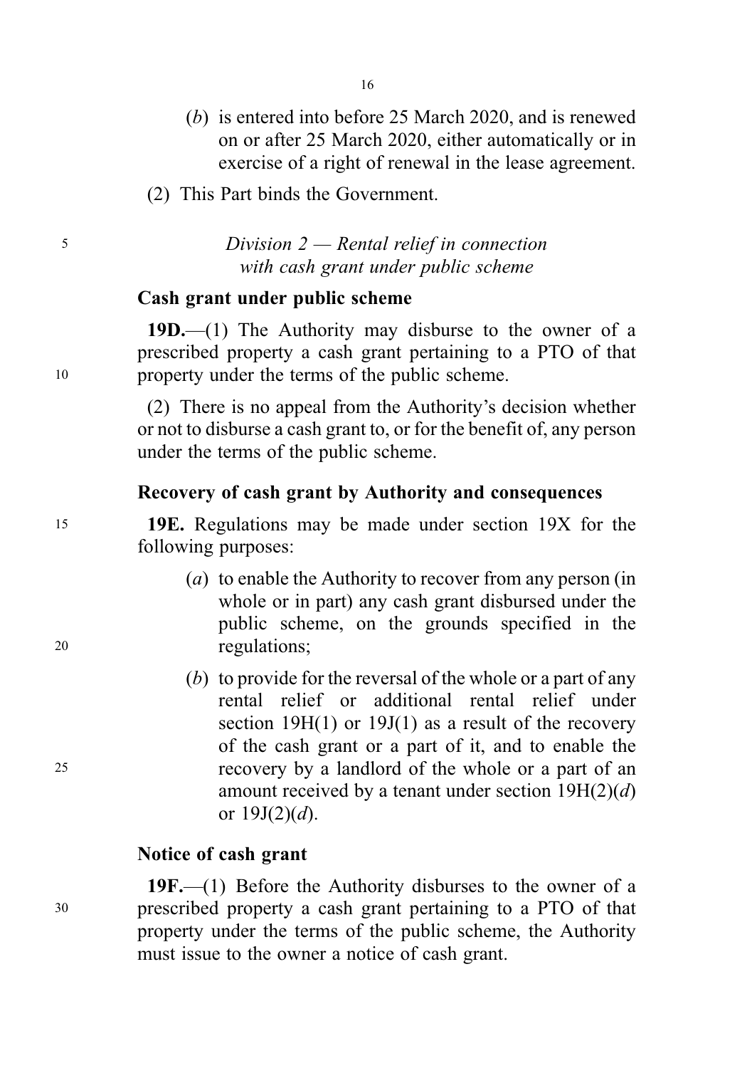(*b*) is entered into before 25 March 2020, and is renewed on or after 25 March 2020, either automatically or in exercise of a right of renewal in the lease agreement.

(2) This Part binds the Government.

*Division 2 — Rental relief in connection with cash grant under public scheme*

**Cash grant under public scheme**

**19D.**—(1) The Authority may disburse to the owner of a prescribed property a cash grant pertaining to a PTO of that property under the terms of the public scheme.

(2) There is no appeal from the Authority's decision whether or not to disburse a cash grant to, or for the benefit of, any person under the terms of the public scheme.

**Recovery of cash grant by Authority and consequences**

**19E.** Regulations may be made under section 19X for the following purposes:

(*a*) to enable the Authority to recover from any person (in whole or in part) any cash grant disbursed under the public scheme, on the grounds specified in the regulations;

(*b*) to provide for the reversal of the whole or a part of any rental relief or additional rental relief under section 19H(1) or 19J(1) as a result of the recovery of the cash grant or a part of it, and to enable the recovery by a landlord of the whole or a part of an amount received by a tenant under section 19H(2)(*d*) or 19J(2)(*d*).

**Notice of cash grant**

**19F.**—(1) Before the Authority disburses to the owner of a prescribed property a cash grant pertaining to a PTO of that property under the terms of the public scheme, the Authority must issue to the owner a notice of cash grant.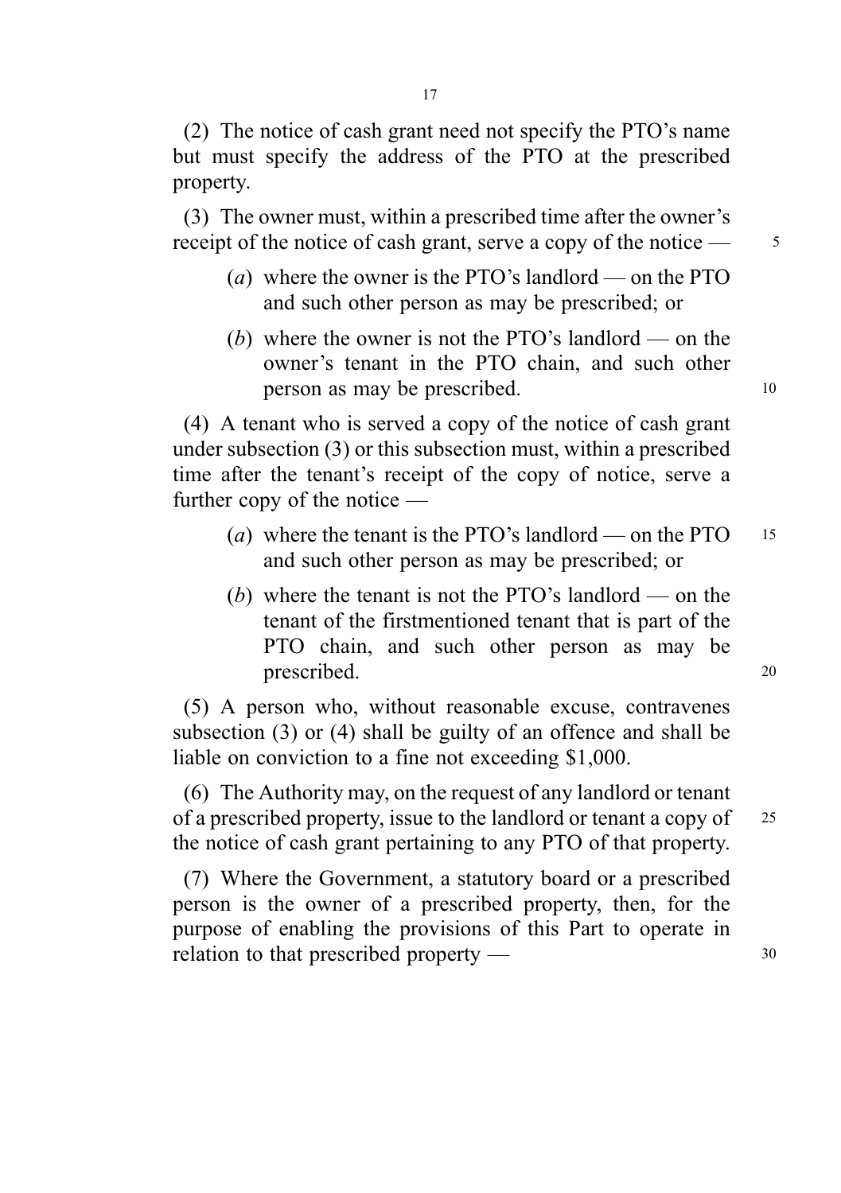(2) The notice of cash grant need not specify the PTO's name but must specify the address of the PTO at the prescribed property.

(3) The owner must, within a prescribed time after the owner's receipt of the notice of cash grant, serve a copy of the notice —

- (*a*) where the owner is the PTO's landlord — on the PTO and such other person as may be prescribed; or
- (*b*) where the owner is not the PTO's landlord — on the owner's tenant in the PTO chain, and such other person as may be prescribed.

(4) A tenant who is served a copy of the notice of cash grant under subsection (3) or this subsection must, within a prescribed time after the tenant's receipt of the copy of notice, serve a further copy of the notice —

- (*a*) where the tenant is the PTO's landlord — on the PTO and such other person as may be prescribed; or
- (*b*) where the tenant is not the PTO's landlord — on the tenant of the firstmentioned tenant that is part of the PTO chain, and such other person as may be prescribed.

(5) A person who, without reasonable excuse, contravenes subsection (3) or (4) shall be guilty of an offence and shall be liable on conviction to a fine not exceeding $1,000.

(6) The Authority may, on the request of any landlord or tenant of a prescribed property, issue to the landlord or tenant a copy of the notice of cash grant pertaining to any PTO of that property.

(7) Where the Government, a statutory board or a prescribed person is the owner of a prescribed property, then, for the purpose of enabling the provisions of this Part to operate in relation to that prescribed property —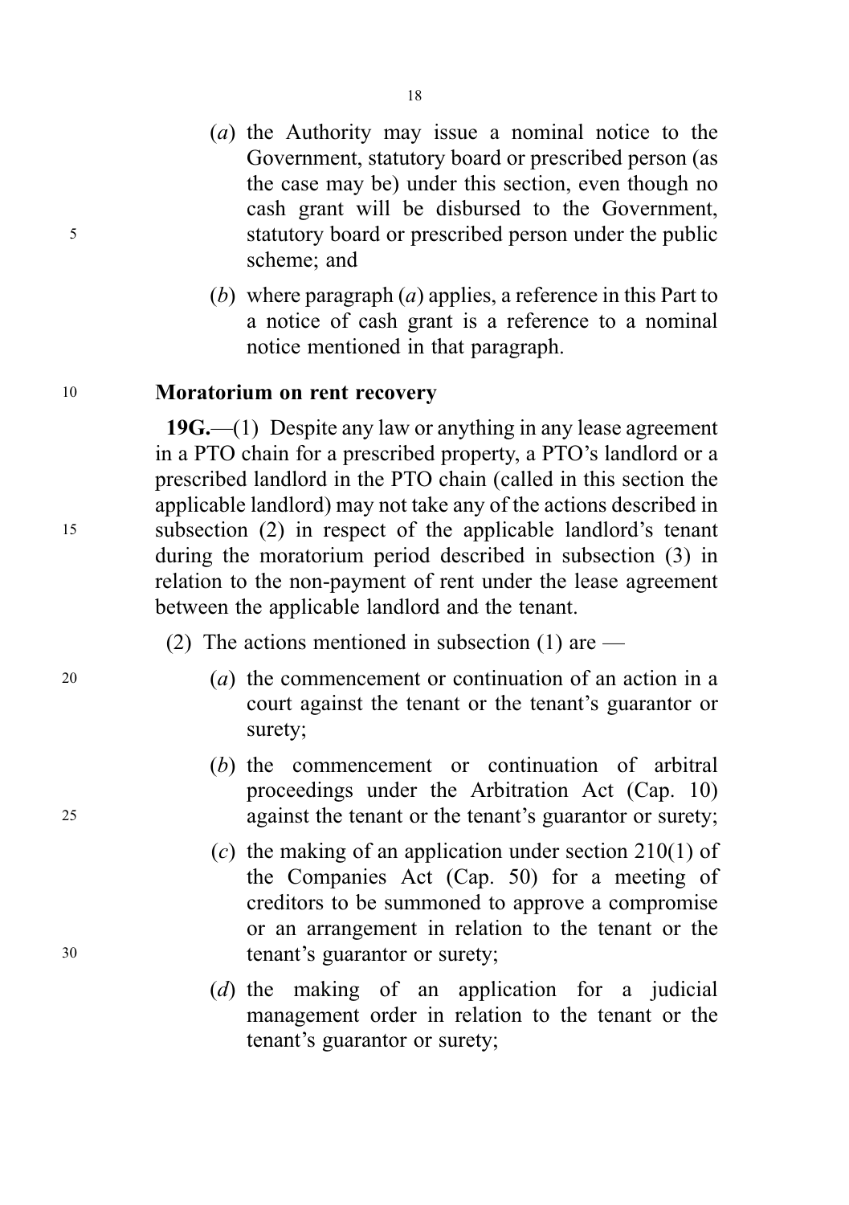(*a*) the Authority may issue a nominal notice to the Government, statutory board or prescribed person (as the case may be) under this section, even though no cash grant will be disbursed to the Government, statutory board or prescribed person under the public scheme; and

(*b*) where paragraph (*a*) applies, a reference in this Part to a notice of cash grant is a reference to a nominal notice mentioned in that paragraph.

**Moratorium on rent recovery**

**19G.**—(1) Despite any law or anything in any lease agreement in a PTO chain for a prescribed property, a PTO's landlord or a prescribed landlord in the PTO chain (called in this section the applicable landlord) may not take any of the actions described in subsection (2) in respect of the applicable landlord's tenant during the moratorium period described in subsection (3) in relation to the non-payment of rent under the lease agreement between the applicable landlord and the tenant.

(2) The actions mentioned in subsection (1) are —

(*a*) the commencement or continuation of an action in a court against the tenant or the tenant's guarantor or surety;

(*b*) the commencement or continuation of arbitral proceedings under the Arbitration Act (Cap. 10) against the tenant or the tenant's guarantor or surety;

(*c*) the making of an application under section 210(1) of the Companies Act (Cap. 50) for a meeting of creditors to be summoned to approve a compromise or an arrangement in relation to the tenant or the tenant's guarantor or surety;

(*d*) the making of an application for a judicial management order in relation to the tenant or the tenant's guarantor or surety;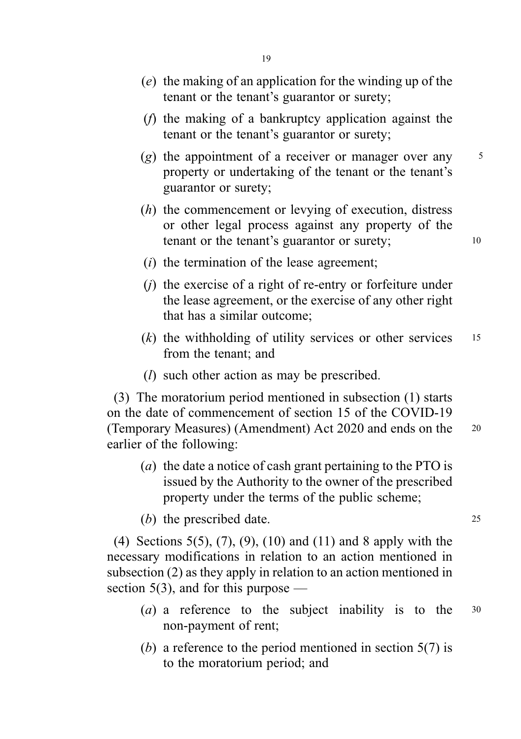(*e*) the making of an application for the winding up of the tenant or the tenant's guarantor or surety;

(*f*) the making of a bankruptcy application against the tenant or the tenant's guarantor or surety;

(*g*) the appointment of a receiver or manager over any property or undertaking of the tenant or the tenant's guarantor or surety;

(*h*) the commencement or levying of execution, distress or other legal process against any property of the tenant or the tenant's guarantor or surety;

(*i*) the termination of the lease agreement;

(*j*) the exercise of a right of re-entry or forfeiture under the lease agreement, or the exercise of any other right that has a similar outcome;

(*k*) the withholding of utility services or other services from the tenant; and

(*l*) such other action as may be prescribed.

(3) The moratorium period mentioned in subsection (1) starts on the date of commencement of section 15 of the COVID-19 (Temporary Measures) (Amendment) Act 2020 and ends on the earlier of the following:

(*a*) the date a notice of cash grant pertaining to the PTO is issued by the Authority to the owner of the prescribed property under the terms of the public scheme;

(*b*) the prescribed date.

(4) Sections 5(5), (7), (9), (10) and (11) and 8 apply with the necessary modifications in relation to an action mentioned in subsection (2) as they apply in relation to an action mentioned in section 5(3), and for this purpose —

(*a*) a reference to the subject inability is to the non-payment of rent;

(*b*) a reference to the period mentioned in section 5(7) is to the moratorium period; and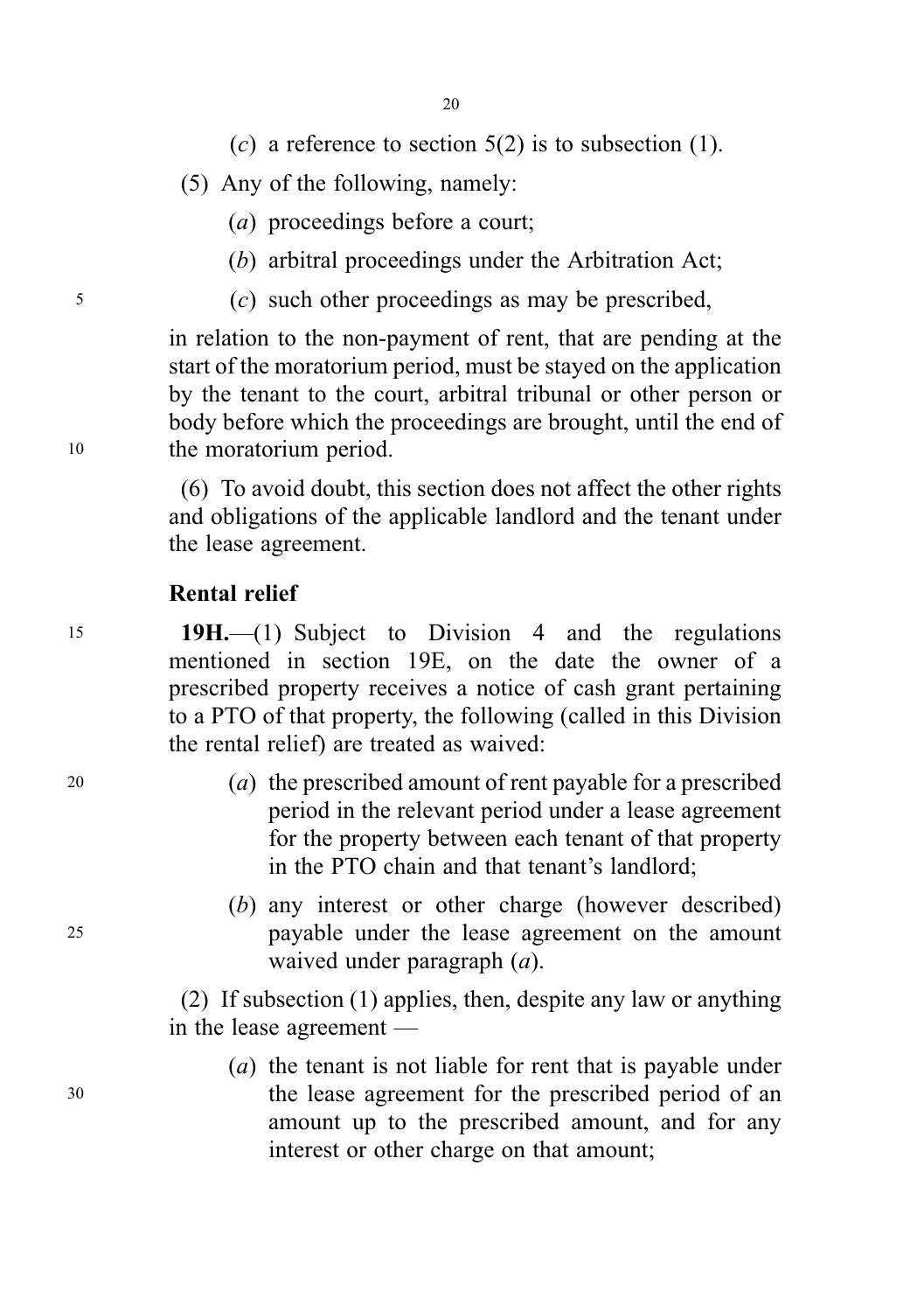(*c*) a reference to section 5(2) is to subsection (1).

(5) Any of the following, namely:

(*a*) proceedings before a court;

(*b*) arbitral proceedings under the Arbitration Act;

(*c*) such other proceedings as may be prescribed,

in relation to the non-payment of rent, that are pending at the start of the moratorium period, must be stayed on the application by the tenant to the court, arbitral tribunal or other person or body before which the proceedings are brought, until the end of the moratorium period.

(6) To avoid doubt, this section does not affect the other rights and obligations of the applicable landlord and the tenant under the lease agreement.

**Rental relief**

**19H.**—(1) Subject to Division 4 and the regulations mentioned in section 19E, on the date the owner of a prescribed property receives a notice of cash grant pertaining to a PTO of that property, the following (called in this Division the rental relief) are treated as waived:

(*a*) the prescribed amount of rent payable for a prescribed period in the relevant period under a lease agreement for the property between each tenant of that property in the PTO chain and that tenant's landlord;

(*b*) any interest or other charge (however described) payable under the lease agreement on the amount waived under paragraph (*a*).

(2) If subsection (1) applies, then, despite any law or anything in the lease agreement —

(*a*) the tenant is not liable for rent that is payable under the lease agreement for the prescribed period of an amount up to the prescribed amount, and for any interest or other charge on that amount;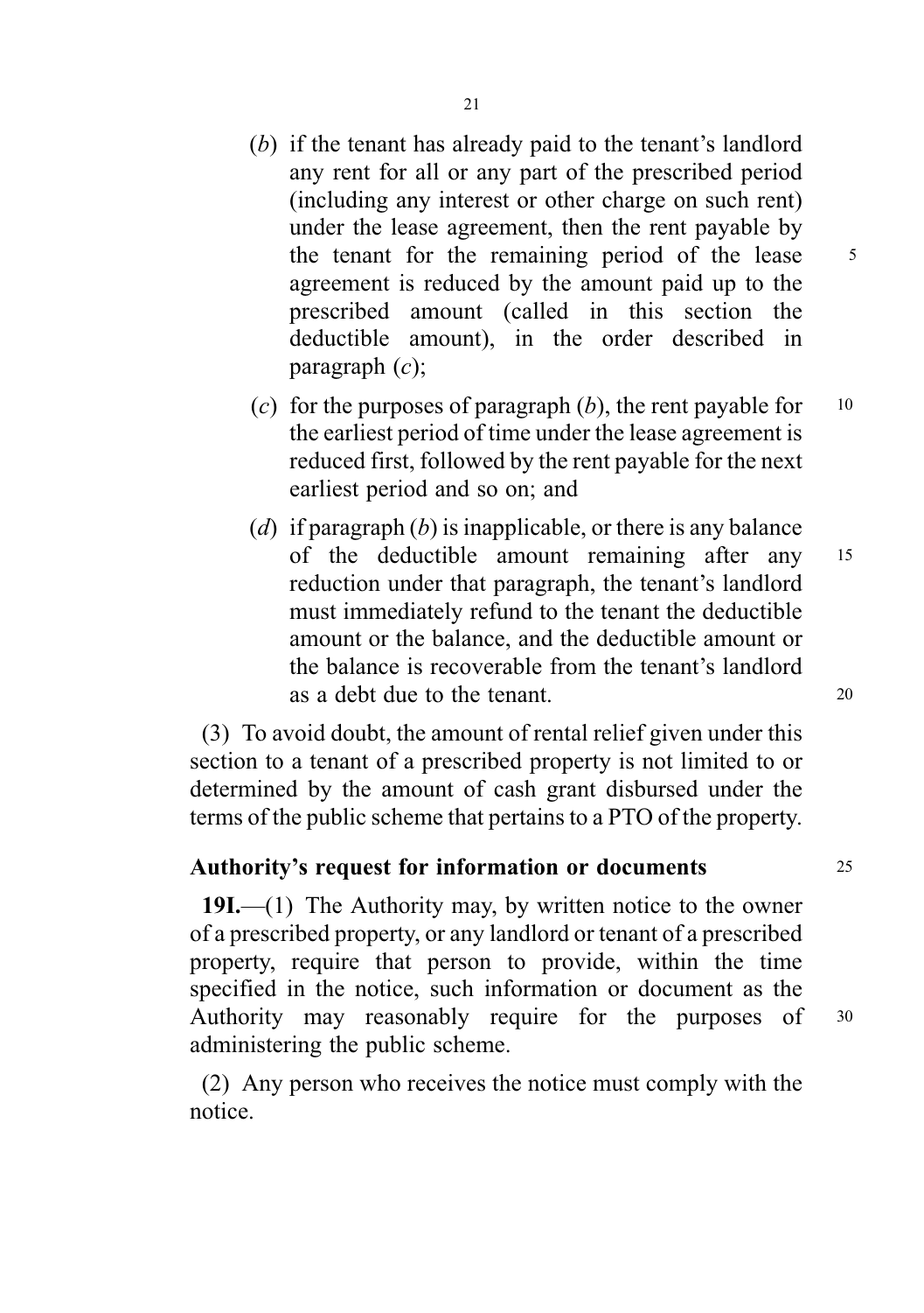(*b*) if the tenant has already paid to the tenant's landlord any rent for all or any part of the prescribed period (including any interest or other charge on such rent) under the lease agreement, then the rent payable by the tenant for the remaining period of the lease agreement is reduced by the amount paid up to the prescribed amount (called in this section the deductible amount), in the order described in paragraph (*c*);

(*c*) for the purposes of paragraph (*b*), the rent payable for the earliest period of time under the lease agreement is reduced first, followed by the rent payable for the next earliest period and so on; and

(*d*) if paragraph (*b*) is inapplicable, or there is any balance of the deductible amount remaining after any reduction under that paragraph, the tenant's landlord must immediately refund to the tenant the deductible amount or the balance, and the deductible amount or the balance is recoverable from the tenant's landlord as a debt due to the tenant.

(3) To avoid doubt, the amount of rental relief given under this section to a tenant of a prescribed property is not limited to or determined by the amount of cash grant disbursed under the terms of the public scheme that pertains to a PTO of the property.

**Authority's request for information or documents**

**19I.**—(1) The Authority may, by written notice to the owner of a prescribed property, or any landlord or tenant of a prescribed property, require that person to provide, within the time specified in the notice, such information or document as the Authority may reasonably require for the purposes of administering the public scheme.

(2) Any person who receives the notice must comply with the notice.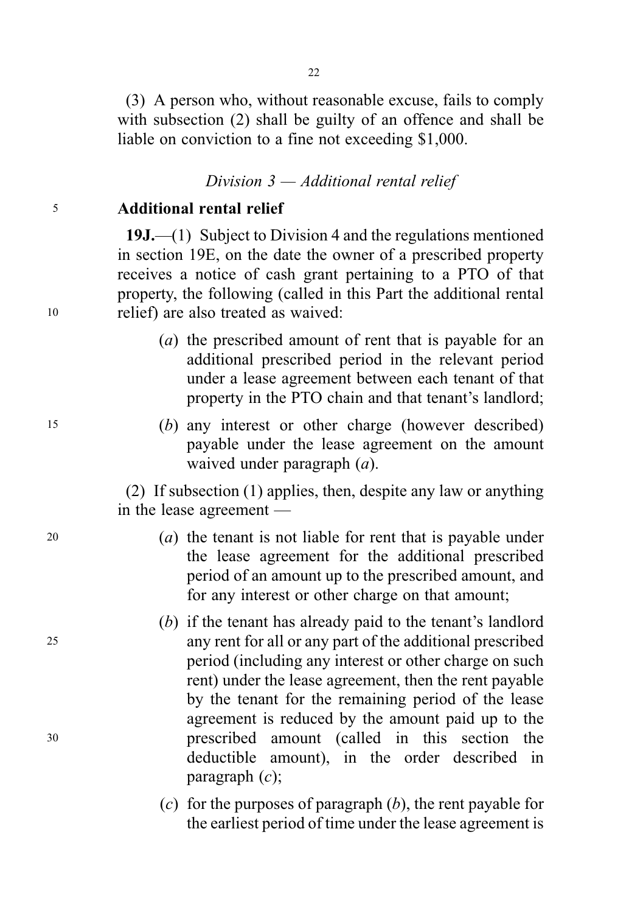(3) A person who, without reasonable excuse, fails to comply with subsection (2) shall be guilty of an offence and shall be liable on conviction to a fine not exceeding $1,000.

*Division 3 — Additional rental relief*

**Additional rental relief**

**19J.**—(1) Subject to Division 4 and the regulations mentioned in section 19E, on the date the owner of a prescribed property receives a notice of cash grant pertaining to a PTO of that property, the following (called in this Part the additional rental relief) are also treated as waived:

(*a*) the prescribed amount of rent that is payable for an additional prescribed period in the relevant period under a lease agreement between each tenant of that property in the PTO chain and that tenant's landlord;

(*b*) any interest or other charge (however described) payable under the lease agreement on the amount waived under paragraph (*a*).

(2) If subsection (1) applies, then, despite any law or anything in the lease agreement —

(*a*) the tenant is not liable for rent that is payable under the lease agreement for the additional prescribed period of an amount up to the prescribed amount, and for any interest or other charge on that amount;

(*b*) if the tenant has already paid to the tenant's landlord any rent for all or any part of the additional prescribed period (including any interest or other charge on such rent) under the lease agreement, then the rent payable by the tenant for the remaining period of the lease agreement is reduced by the amount paid up to the prescribed amount (called in this section the deductible amount), in the order described in paragraph (*c*);

(*c*) for the purposes of paragraph (*b*), the rent payable for the earliest period of time under the lease agreement is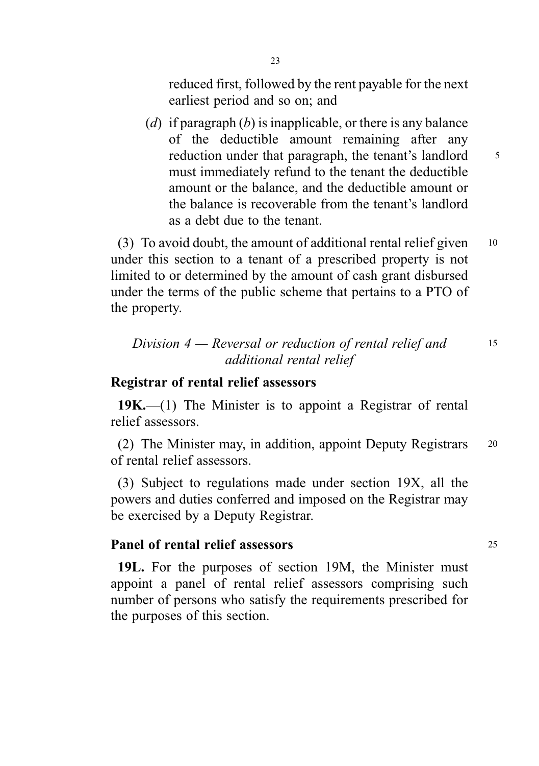reduced first, followed by the rent payable for the next earliest period and so on; and

(*d*) if paragraph (*b*) is inapplicable, or there is any balance of the deductible amount remaining after any reduction under that paragraph, the tenant's landlord must immediately refund to the tenant the deductible amount or the balance, and the deductible amount or the balance is recoverable from the tenant's landlord as a debt due to the tenant.

(3) To avoid doubt, the amount of additional rental relief given under this section to a tenant of a prescribed property is not limited to or determined by the amount of cash grant disbursed under the terms of the public scheme that pertains to a PTO of the property.

### *Division 4 — Reversal or reduction of rental relief and additional rental relief*

**Registrar of rental relief assessors**

**19K.**—(1) The Minister is to appoint a Registrar of rental relief assessors.

(2) The Minister may, in addition, appoint Deputy Registrars of rental relief assessors.

(3) Subject to regulations made under section 19X, all the powers and duties conferred and imposed on the Registrar may be exercised by a Deputy Registrar.

**Panel of rental relief assessors**

**19L.** For the purposes of section 19M, the Minister must appoint a panel of rental relief assessors comprising such number of persons who satisfy the requirements prescribed for the purposes of this section.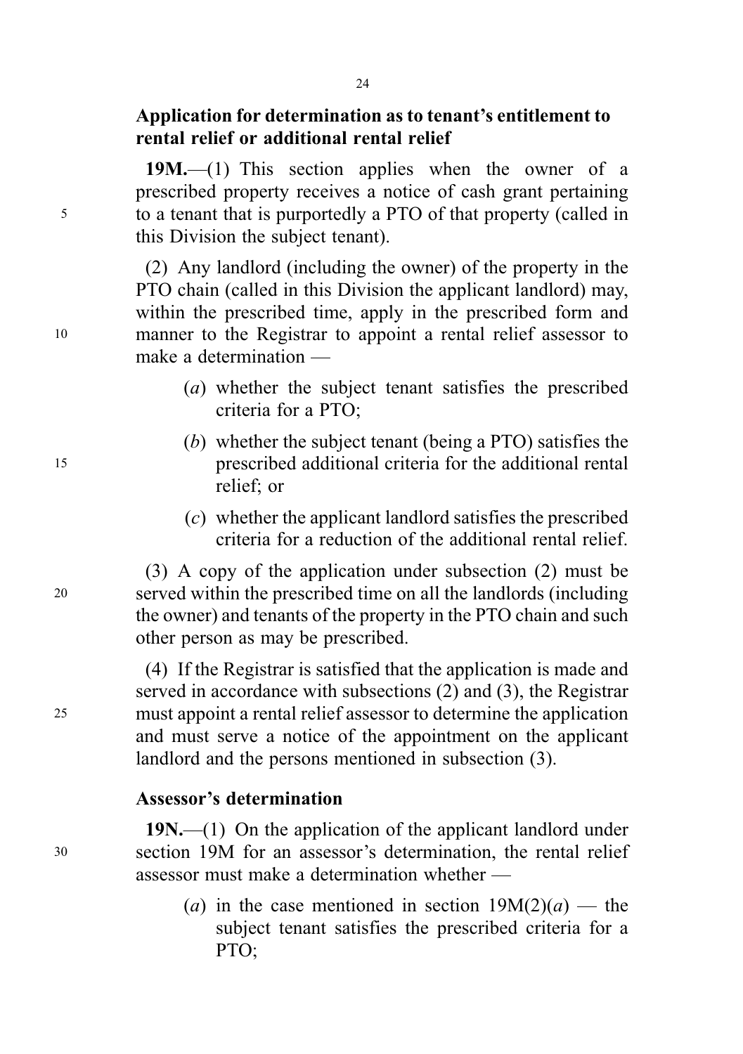**Application for determination as to tenant's entitlement to rental relief or additional rental relief**

**19M.**—(1) This section applies when the owner of a prescribed property receives a notice of cash grant pertaining to a tenant that is purportedly a PTO of that property (called in this Division the subject tenant).

(2) Any landlord (including the owner) of the property in the PTO chain (called in this Division the applicant landlord) may, within the prescribed time, apply in the prescribed form and manner to the Registrar to appoint a rental relief assessor to make a determination —

- (*a*) whether the subject tenant satisfies the prescribed criteria for a PTO;
- (*b*) whether the subject tenant (being a PTO) satisfies the prescribed additional criteria for the additional rental relief; or
- (*c*) whether the applicant landlord satisfies the prescribed criteria for a reduction of the additional rental relief.

(3) A copy of the application under subsection (2) must be served within the prescribed time on all the landlords (including the owner) and tenants of the property in the PTO chain and such other person as may be prescribed.

(4) If the Registrar is satisfied that the application is made and served in accordance with subsections (2) and (3), the Registrar must appoint a rental relief assessor to determine the application and must serve a notice of the appointment on the applicant landlord and the persons mentioned in subsection (3).

**Assessor's determination**

**19N.**—(1) On the application of the applicant landlord under section 19M for an assessor's determination, the rental relief assessor must make a determination whether —

- (*a*) in the case mentioned in section 19M(2)(*a*) — the subject tenant satisfies the prescribed criteria for a PTO;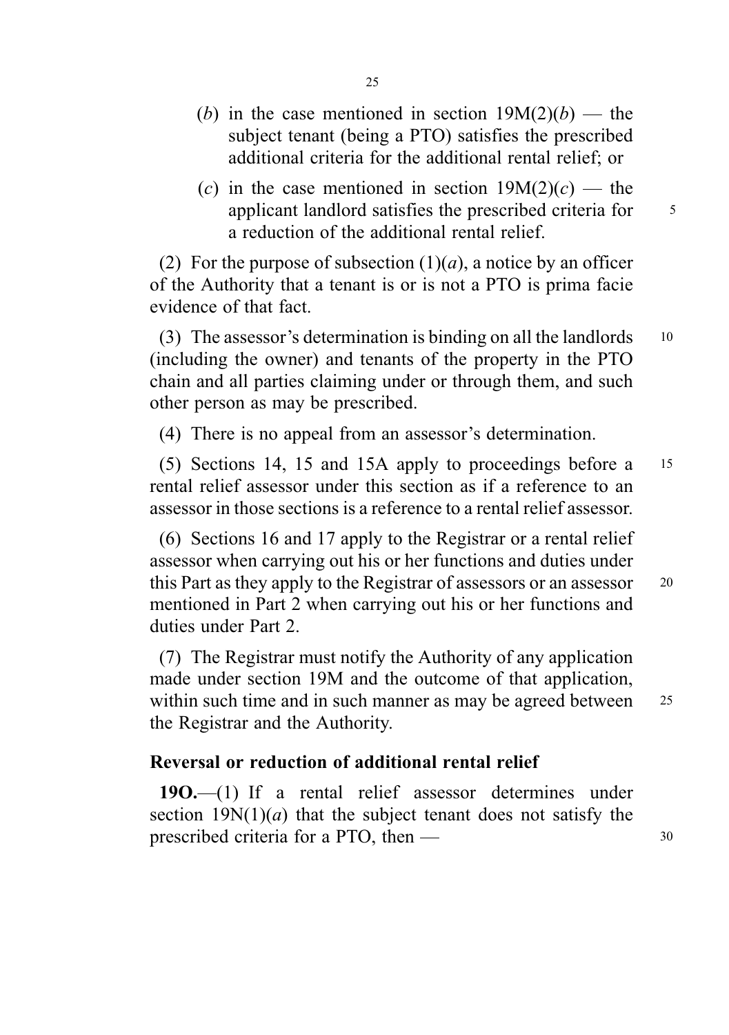(*b*) in the case mentioned in section 19M(2)(*b*) — the subject tenant (being a PTO) satisfies the prescribed additional criteria for the additional rental relief; or

(*c*) in the case mentioned in section 19M(2)(*c*) — the applicant landlord satisfies the prescribed criteria for a reduction of the additional rental relief.

(2) For the purpose of subsection (1)(*a*), a notice by an officer of the Authority that a tenant is or is not a PTO is prima facie evidence of that fact.

(3) The assessor's determination is binding on all the landlords (including the owner) and tenants of the property in the PTO chain and all parties claiming under or through them, and such other person as may be prescribed.

(4) There is no appeal from an assessor's determination.

(5) Sections 14, 15 and 15A apply to proceedings before a rental relief assessor under this section as if a reference to an assessor in those sections is a reference to a rental relief assessor.

(6) Sections 16 and 17 apply to the Registrar or a rental relief assessor when carrying out his or her functions and duties under this Part as they apply to the Registrar of assessors or an assessor mentioned in Part 2 when carrying out his or her functions and duties under Part 2.

(7) The Registrar must notify the Authority of any application made under section 19M and the outcome of that application, within such time and in such manner as may be agreed between the Registrar and the Authority.

### Reversal or reduction of additional rental relief

**19O.**—(1) If a rental relief assessor determines under section 19N(1)(*a*) that the subject tenant does not satisfy the prescribed criteria for a PTO, then —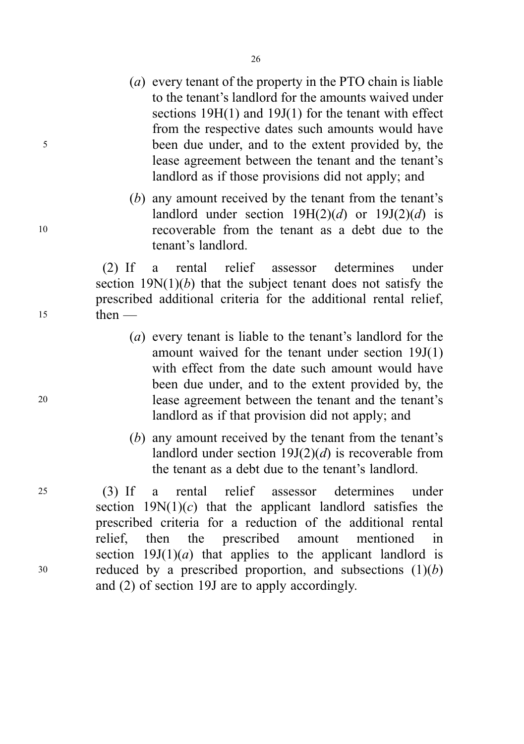(*a*) every tenant of the property in the PTO chain is liable to the tenant's landlord for the amounts waived under sections 19H(1) and 19J(1) for the tenant with effect from the respective dates such amounts would have been due under, and to the extent provided by, the lease agreement between the tenant and the tenant's landlord as if those provisions did not apply; and

(*b*) any amount received by the tenant from the tenant's landlord under section 19H(2)(*d*) or 19J(2)(*d*) is recoverable from the tenant as a debt due to the tenant's landlord.

(2) If a rental relief assessor determines under section 19N(1)(*b*) that the subject tenant does not satisfy the prescribed additional criteria for the additional rental relief, then —

(*a*) every tenant is liable to the tenant's landlord for the amount waived for the tenant under section 19J(1) with effect from the date such amount would have been due under, and to the extent provided by, the lease agreement between the tenant and the tenant's landlord as if that provision did not apply; and

(*b*) any amount received by the tenant from the tenant's landlord under section 19J(2)(*d*) is recoverable from the tenant as a debt due to the tenant's landlord.

(3) If a rental relief assessor determines under section 19N(1)(*c*) that the applicant landlord satisfies the prescribed criteria for a reduction of the additional rental relief, then the prescribed amount mentioned in section 19J(1)(*a*) that applies to the applicant landlord is reduced by a prescribed proportion, and subsections (1)(*b*) and (2) of section 19J are to apply accordingly.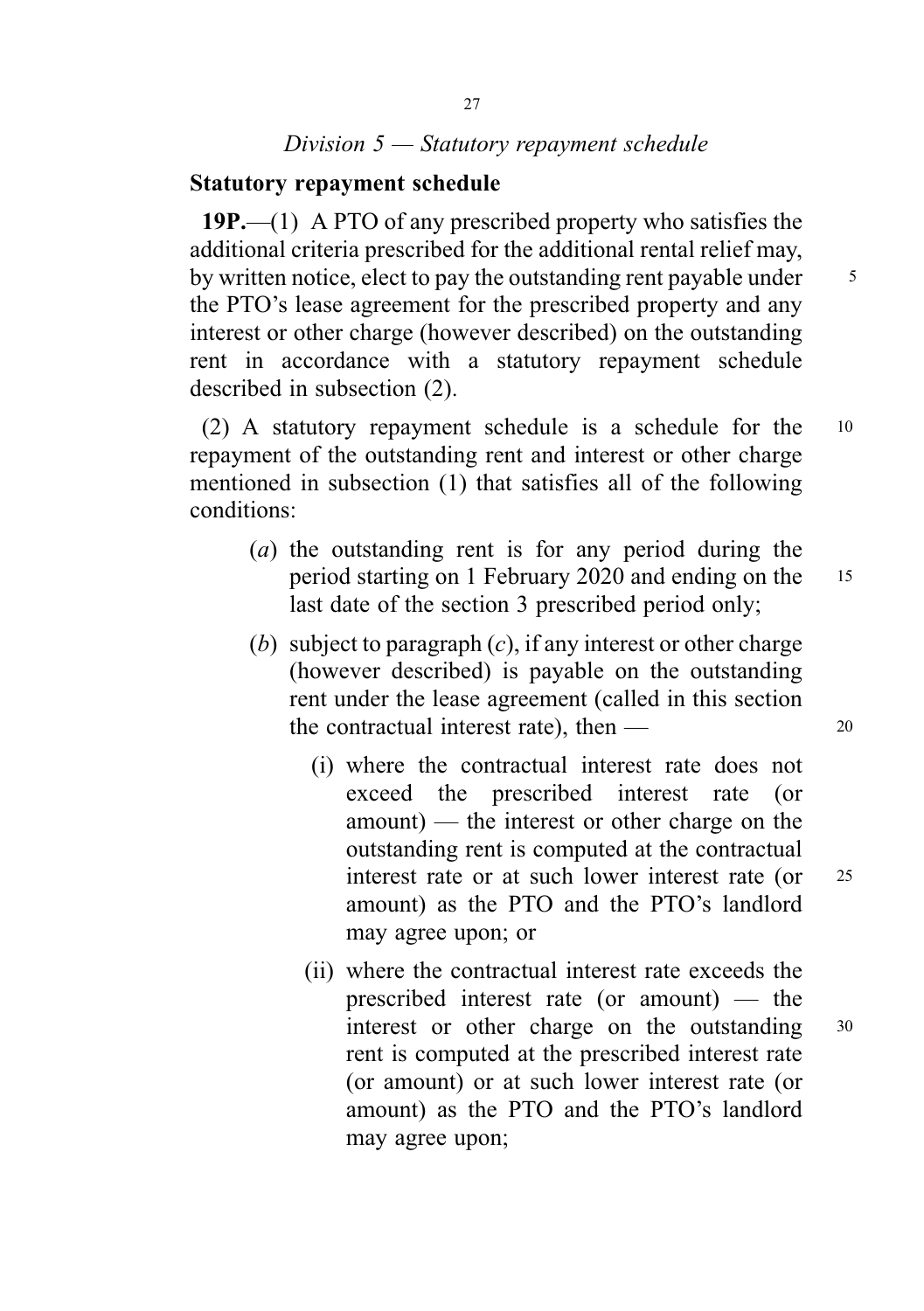*Division 5 — Statutory repayment schedule*

**Statutory repayment schedule**

**19P.**—(1) A PTO of any prescribed property who satisfies the additional criteria prescribed for the additional rental relief may, by written notice, elect to pay the outstanding rent payable under the PTO's lease agreement for the prescribed property and any interest or other charge (however described) on the outstanding rent in accordance with a statutory repayment schedule described in subsection (2).

(2) A statutory repayment schedule is a schedule for the repayment of the outstanding rent and interest or other charge mentioned in subsection (1) that satisfies all of the following conditions:

- (*a*) the outstanding rent is for any period during the period starting on 1 February 2020 and ending on the last date of the section 3 prescribed period only;
- (*b*) subject to paragraph (*c*), if any interest or other charge (however described) is payable on the outstanding rent under the lease agreement (called in this section the contractual interest rate), then —
  - (i) where the contractual interest rate does not exceed the prescribed interest rate (or amount) — the interest or other charge on the outstanding rent is computed at the contractual interest rate or at such lower interest rate (or amount) as the PTO and the PTO's landlord may agree upon; or
  - (ii) where the contractual interest rate exceeds the prescribed interest rate (or amount) — the interest or other charge on the outstanding rent is computed at the prescribed interest rate (or amount) or at such lower interest rate (or amount) as the PTO and the PTO's landlord may agree upon;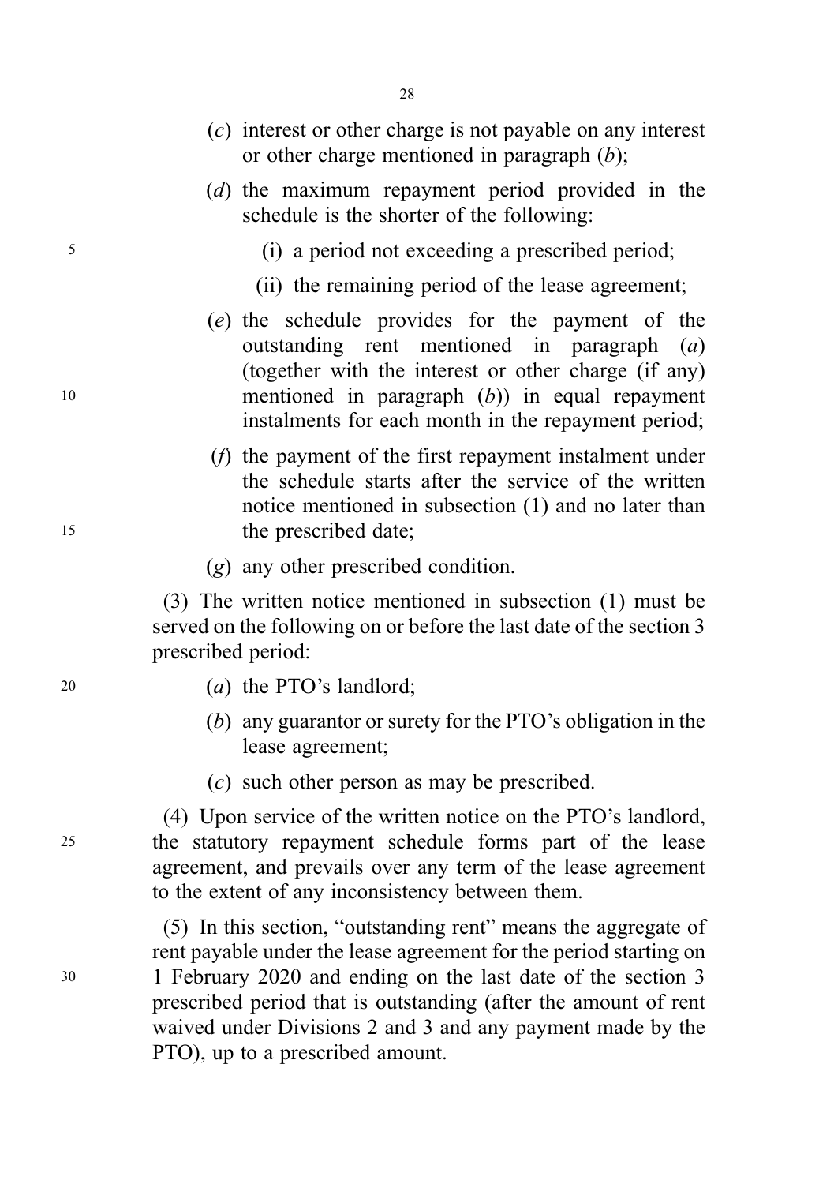(*c*) interest or other charge is not payable on any interest or other charge mentioned in paragraph (*b*);

(*d*) the maximum repayment period provided in the schedule is the shorter of the following:

(i) a period not exceeding a prescribed period;

(ii) the remaining period of the lease agreement;

(*e*) the schedule provides for the payment of the outstanding rent mentioned in paragraph (*a*) (together with the interest or other charge (if any) mentioned in paragraph (*b*)) in equal repayment instalments for each month in the repayment period;

(*f*) the payment of the first repayment instalment under the schedule starts after the service of the written notice mentioned in subsection (1) and no later than the prescribed date;

(*g*) any other prescribed condition.

(3) The written notice mentioned in subsection (1) must be served on the following on or before the last date of the section 3 prescribed period:

(*a*) the PTO's landlord;

(*b*) any guarantor or surety for the PTO's obligation in the lease agreement;

(*c*) such other person as may be prescribed.

(4) Upon service of the written notice on the PTO's landlord, the statutory repayment schedule forms part of the lease agreement, and prevails over any term of the lease agreement to the extent of any inconsistency between them.

(5) In this section, "outstanding rent" means the aggregate of rent payable under the lease agreement for the period starting on 1 February 2020 and ending on the last date of the section 3 prescribed period that is outstanding (after the amount of rent waived under Divisions 2 and 3 and any payment made by the PTO), up to a prescribed amount.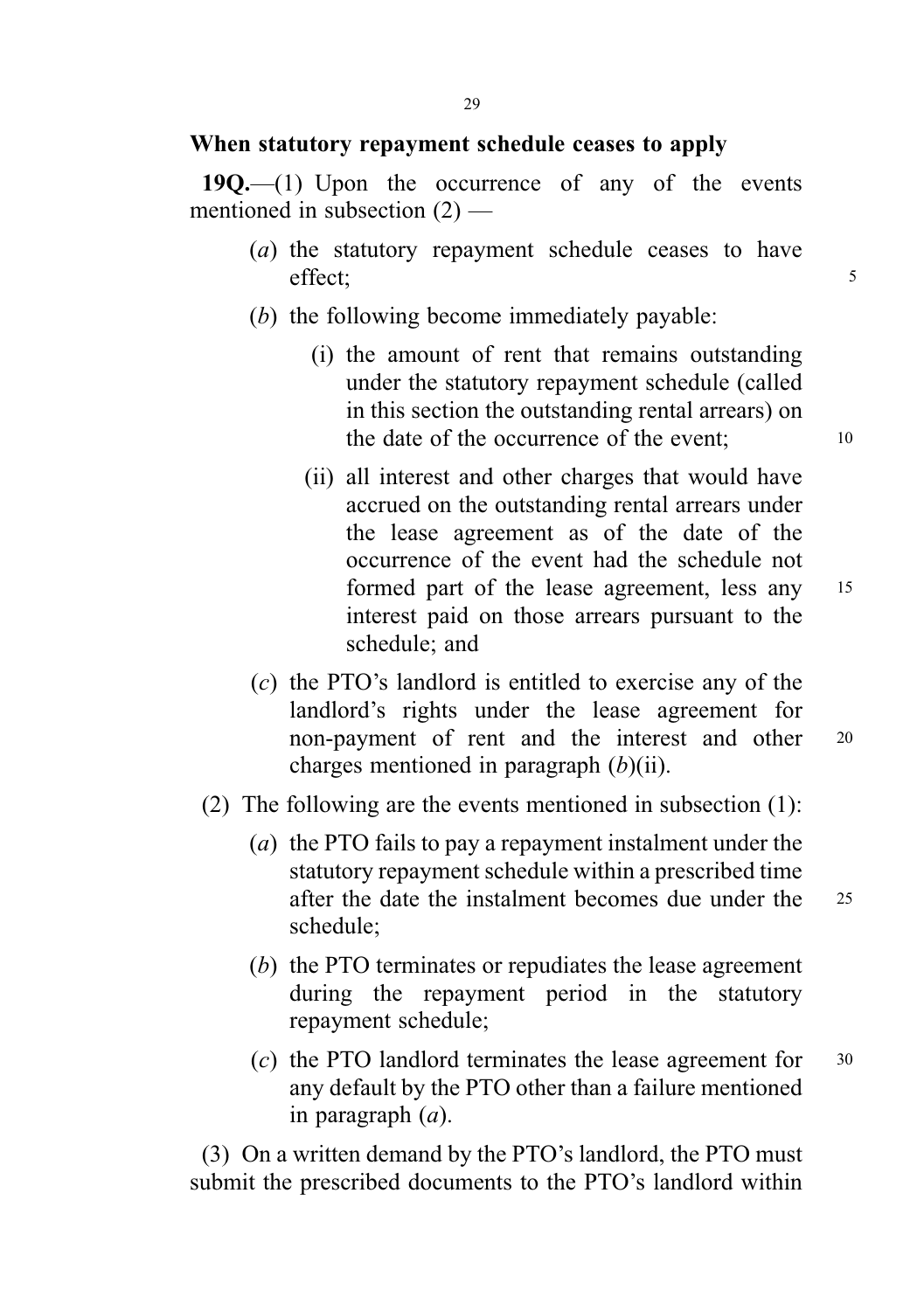**When statutory repayment schedule ceases to apply**

**19Q.**—(1) Upon the occurrence of any of the events mentioned in subsection (2) —

(*a*) the statutory repayment schedule ceases to have effect;

(*b*) the following become immediately payable:

(i) the amount of rent that remains outstanding under the statutory repayment schedule (called in this section the outstanding rental arrears) on the date of the occurrence of the event;

(ii) all interest and other charges that would have accrued on the outstanding rental arrears under the lease agreement as of the date of the occurrence of the event had the schedule not formed part of the lease agreement, less any interest paid on those arrears pursuant to the schedule; and

(*c*) the PTO's landlord is entitled to exercise any of the landlord's rights under the lease agreement for non-payment of rent and the interest and other charges mentioned in paragraph (*b*)(ii).

(2) The following are the events mentioned in subsection (1):

(*a*) the PTO fails to pay a repayment instalment under the statutory repayment schedule within a prescribed time after the date the instalment becomes due under the schedule;

(*b*) the PTO terminates or repudiates the lease agreement during the repayment period in the statutory repayment schedule;

(*c*) the PTO landlord terminates the lease agreement for any default by the PTO other than a failure mentioned in paragraph (*a*).

(3) On a written demand by the PTO's landlord, the PTO must submit the prescribed documents to the PTO's landlord within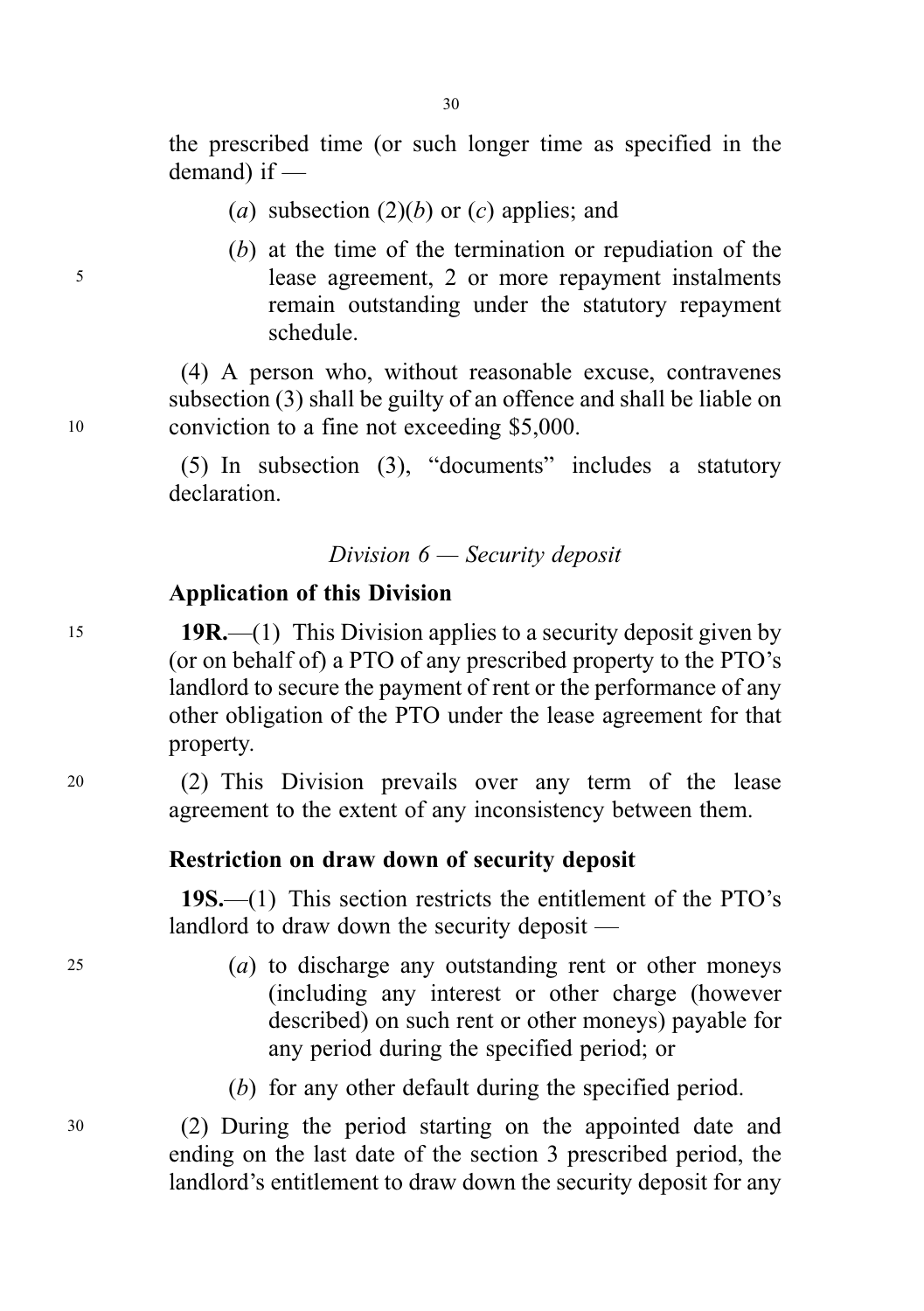the prescribed time (or such longer time as specified in the demand) if —

(*a*) subsection (2)(*b*) or (*c*) applies; and

(*b*) at the time of the termination or repudiation of the lease agreement, 2 or more repayment instalments remain outstanding under the statutory repayment schedule.

(4) A person who, without reasonable excuse, contravenes subsection (3) shall be guilty of an offence and shall be liable on conviction to a fine not exceeding $5,000.

(5) In subsection (3), "documents" includes a statutory declaration.

*Division 6 — Security deposit*

**Application of this Division**

**19R.**—(1) This Division applies to a security deposit given by (or on behalf of) a PTO of any prescribed property to the PTO's landlord to secure the payment of rent or the performance of any other obligation of the PTO under the lease agreement for that property.

(2) This Division prevails over any term of the lease agreement to the extent of any inconsistency between them.

**Restriction on draw down of security deposit**

**19S.**—(1) This section restricts the entitlement of the PTO's landlord to draw down the security deposit —

(*a*) to discharge any outstanding rent or other moneys (including any interest or other charge (however described) on such rent or other moneys) payable for any period during the specified period; or

(*b*) for any other default during the specified period.

(2) During the period starting on the appointed date and ending on the last date of the section 3 prescribed period, the landlord's entitlement to draw down the security deposit for any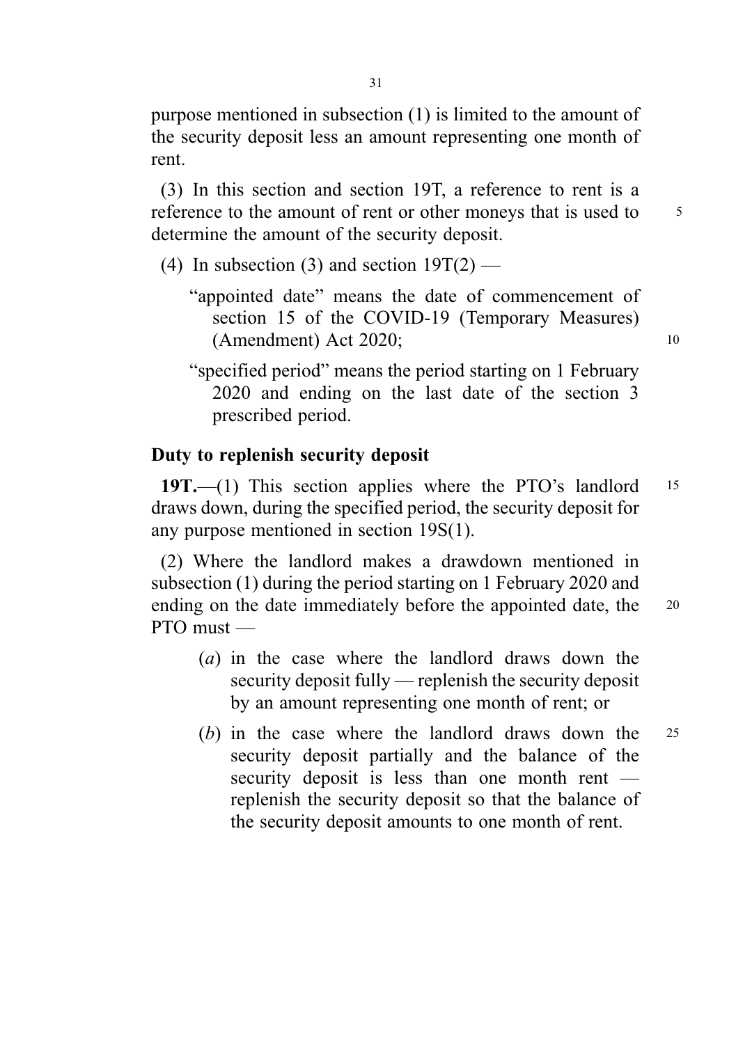purpose mentioned in subsection (1) is limited to the amount of the security deposit less an amount representing one month of rent.

(3) In this section and section 19T, a reference to rent is a reference to the amount of rent or other moneys that is used to determine the amount of the security deposit.

(4) In subsection (3) and section 19T(2) —

"appointed date" means the date of commencement of section 15 of the COVID-19 (Temporary Measures) (Amendment) Act 2020;

"specified period" means the period starting on 1 February 2020 and ending on the last date of the section 3 prescribed period.

**Duty to replenish security deposit**

**19T.**—(1) This section applies where the PTO's landlord draws down, during the specified period, the security deposit for any purpose mentioned in section 19S(1).

(2) Where the landlord makes a drawdown mentioned in subsection (1) during the period starting on 1 February 2020 and ending on the date immediately before the appointed date, the PTO must —

(*a*) in the case where the landlord draws down the security deposit fully — replenish the security deposit by an amount representing one month of rent; or

(*b*) in the case where the landlord draws down the security deposit partially and the balance of the security deposit is less than one month rent — replenish the security deposit so that the balance of the security deposit amounts to one month of rent.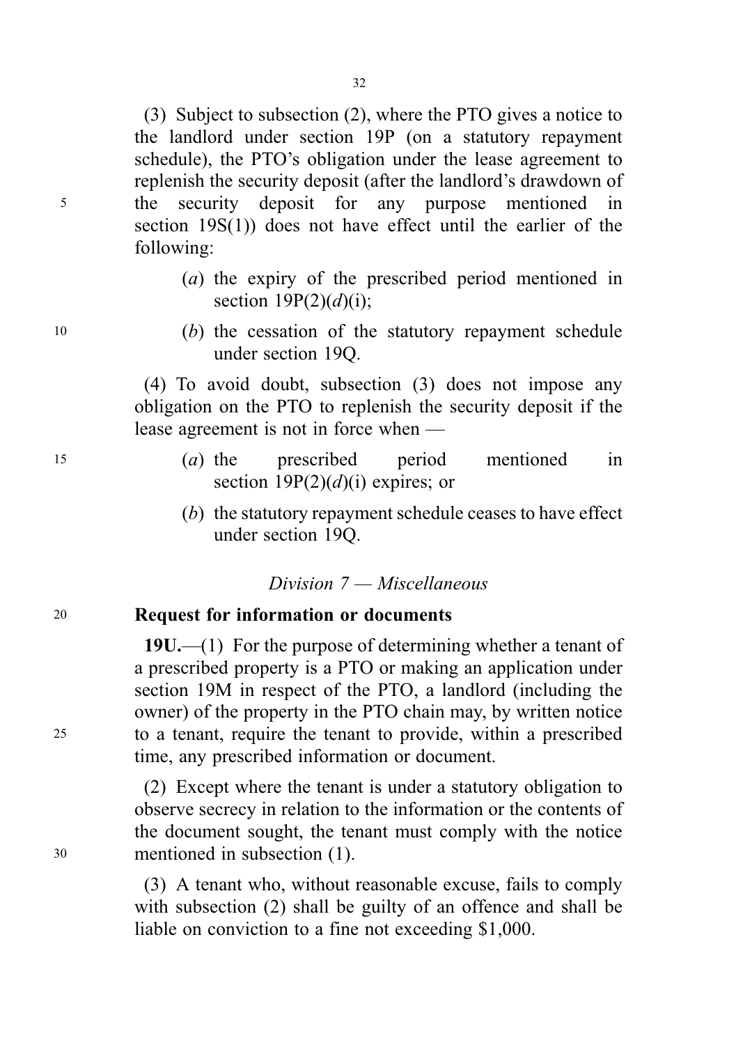(3) Subject to subsection (2), where the PTO gives a notice to the landlord under section 19P (on a statutory repayment schedule), the PTO's obligation under the lease agreement to replenish the security deposit (after the landlord's drawdown of the security deposit for any purpose mentioned in section 19S(1)) does not have effect until the earlier of the following:

(*a*) the expiry of the prescribed period mentioned in section 19P(2)(*d*)(i);

(*b*) the cessation of the statutory repayment schedule under section 19Q.

(4) To avoid doubt, subsection (3) does not impose any obligation on the PTO to replenish the security deposit if the lease agreement is not in force when —

(*a*) the prescribed period mentioned in section 19P(2)(*d*)(i) expires; or

(*b*) the statutory repayment schedule ceases to have effect under section 19Q.

*Division 7 — Miscellaneous*

**Request for information or documents**

**19U.**—(1) For the purpose of determining whether a tenant of a prescribed property is a PTO or making an application under section 19M in respect of the PTO, a landlord (including the owner) of the property in the PTO chain may, by written notice to a tenant, require the tenant to provide, within a prescribed time, any prescribed information or document.

(2) Except where the tenant is under a statutory obligation to observe secrecy in relation to the information or the contents of the document sought, the tenant must comply with the notice mentioned in subsection (1).

(3) A tenant who, without reasonable excuse, fails to comply with subsection (2) shall be guilty of an offence and shall be liable on conviction to a fine not exceeding $1,000.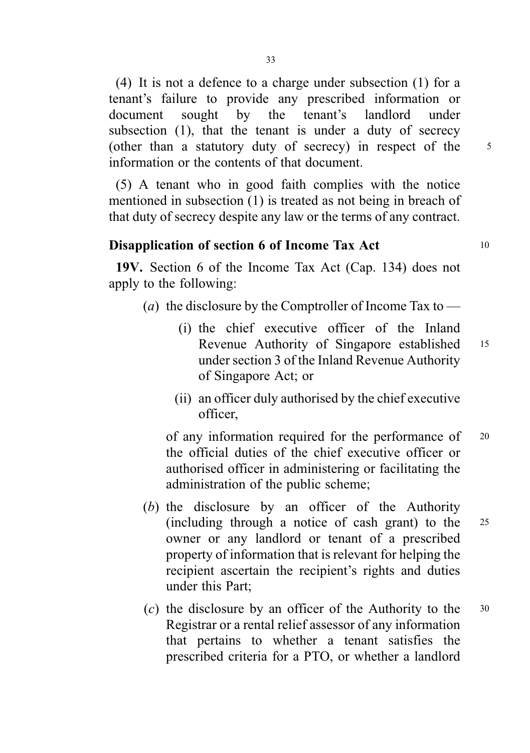(4) It is not a defence to a charge under subsection (1) for a tenant's failure to provide any prescribed information or document sought by the tenant's landlord under subsection (1), that the tenant is under a duty of secrecy (other than a statutory duty of secrecy) in respect of the information or the contents of that document.

(5) A tenant who in good faith complies with the notice mentioned in subsection (1) is treated as not being in breach of that duty of secrecy despite any law or the terms of any contract.

**Disapplication of section 6 of Income Tax Act**

**19V.** Section 6 of the Income Tax Act (Cap. 134) does not apply to the following:

- (*a*) the disclosure by the Comptroller of Income Tax to —
  - (i) the chief executive officer of the Inland Revenue Authority of Singapore established under section 3 of the Inland Revenue Authority of Singapore Act; or
  - (ii) an officer duly authorised by the chief executive officer,

  of any information required for the performance of the official duties of the chief executive officer or authorised officer in administering or facilitating the administration of the public scheme;

- (*b*) the disclosure by an officer of the Authority (including through a notice of cash grant) to the owner or any landlord or tenant of a prescribed property of information that is relevant for helping the recipient ascertain the recipient's rights and duties under this Part;

- (*c*) the disclosure by an officer of the Authority to the Registrar or a rental relief assessor of any information that pertains to whether a tenant satisfies the prescribed criteria for a PTO, or whether a landlord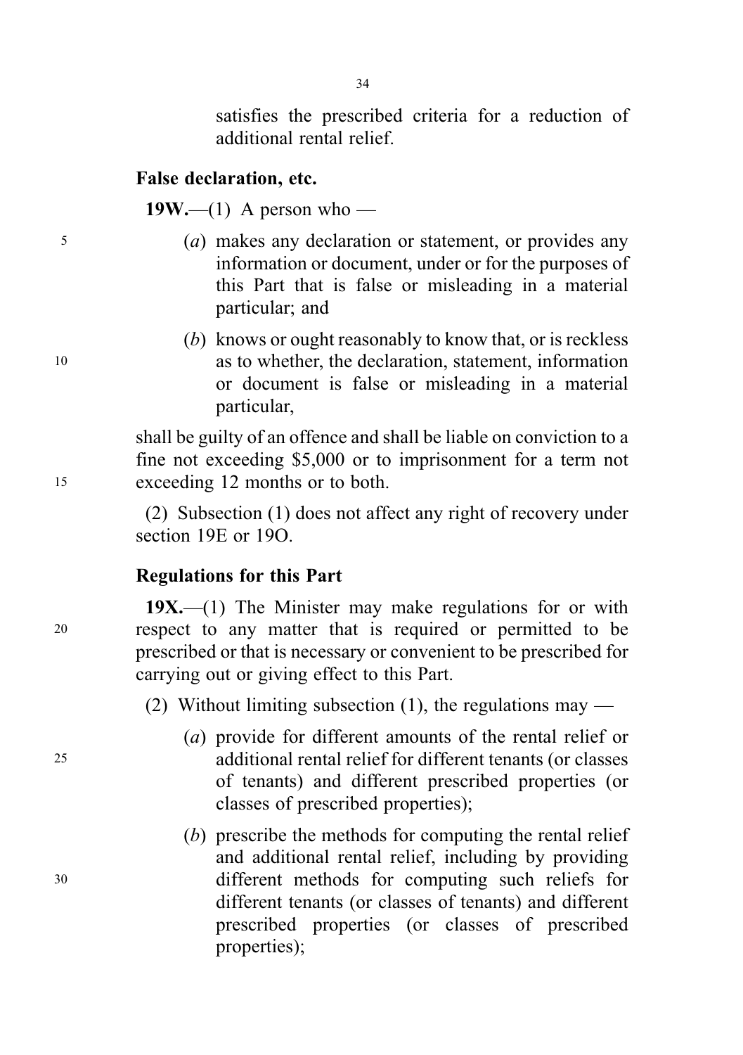satisfies the prescribed criteria for a reduction of additional rental relief.

**False declaration, etc.**

**19W.**—(1) A person who —

(*a*) makes any declaration or statement, or provides any information or document, under or for the purposes of this Part that is false or misleading in a material particular; and

(*b*) knows or ought reasonably to know that, or is reckless as to whether, the declaration, statement, information or document is false or misleading in a material particular,

shall be guilty of an offence and shall be liable on conviction to a fine not exceeding $5,000 or to imprisonment for a term not exceeding 12 months or to both.

(2) Subsection (1) does not affect any right of recovery under section 19E or 19O.

**Regulations for this Part**

**19X.**—(1) The Minister may make regulations for or with respect to any matter that is required or permitted to be prescribed or that is necessary or convenient to be prescribed for carrying out or giving effect to this Part.

(2) Without limiting subsection (1), the regulations may —

(*a*) provide for different amounts of the rental relief or additional rental relief for different tenants (or classes of tenants) and different prescribed properties (or classes of prescribed properties);

(*b*) prescribe the methods for computing the rental relief and additional rental relief, including by providing different methods for computing such reliefs for different tenants (or classes of tenants) and different prescribed properties (or classes of prescribed properties);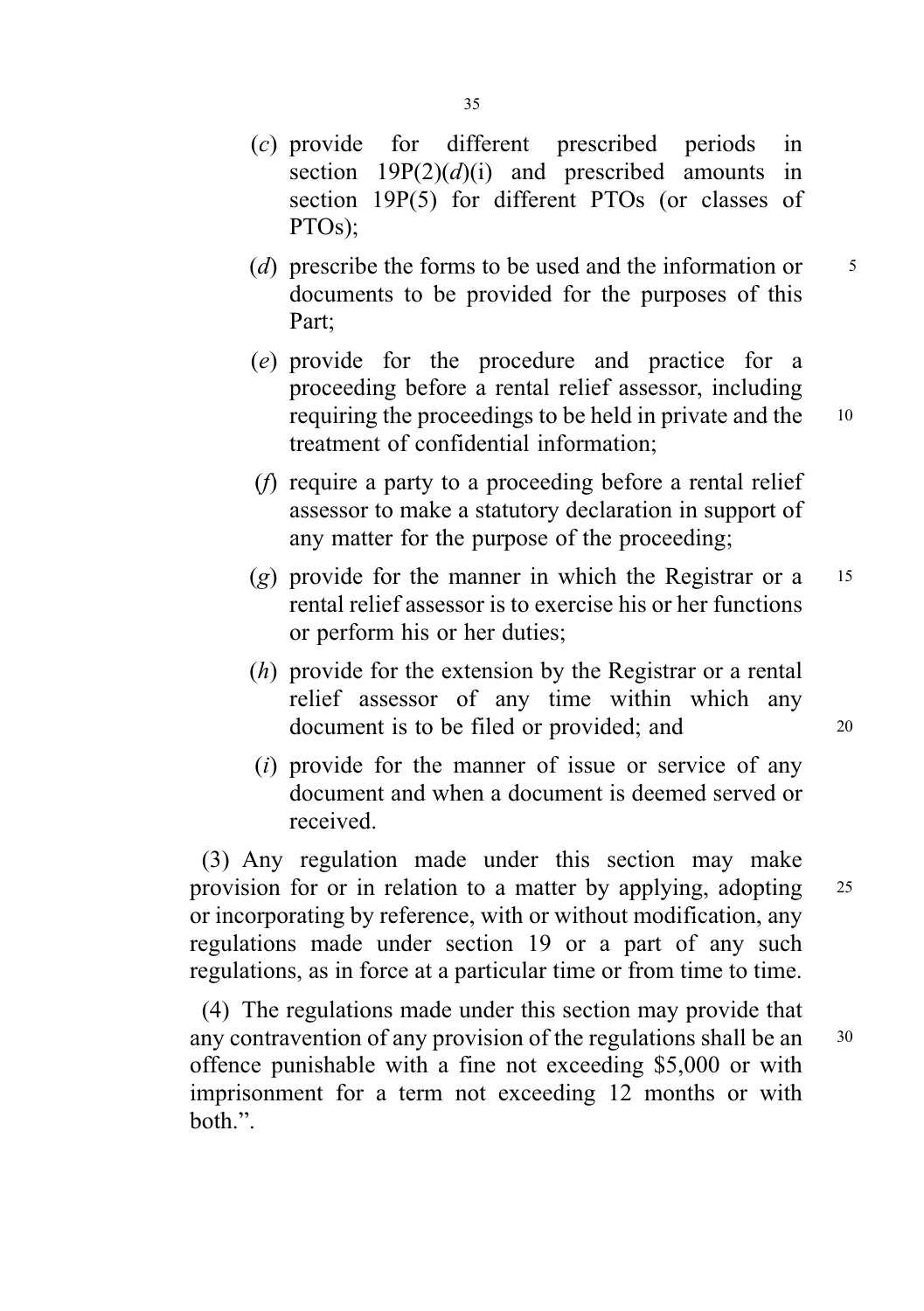(*c*) provide for different prescribed periods in section 19P(2)(*d*)(i) and prescribed amounts in section 19P(5) for different PTOs (or classes of PTOs);

(*d*) prescribe the forms to be used and the information or documents to be provided for the purposes of this Part;

(*e*) provide for the procedure and practice for a proceeding before a rental relief assessor, including requiring the proceedings to be held in private and the treatment of confidential information;

(*f*) require a party to a proceeding before a rental relief assessor to make a statutory declaration in support of any matter for the purpose of the proceeding;

(*g*) provide for the manner in which the Registrar or a rental relief assessor is to exercise his or her functions or perform his or her duties;

(*h*) provide for the extension by the Registrar or a rental relief assessor of any time within which any document is to be filed or provided; and

(*i*) provide for the manner of issue or service of any document and when a document is deemed served or received.

(3) Any regulation made under this section may make provision for or in relation to a matter by applying, adopting or incorporating by reference, with or without modification, any regulations made under section 19 or a part of any such regulations, as in force at a particular time or from time to time.

(4) The regulations made under this section may provide that any contravention of any provision of the regulations shall be an offence punishable with a fine not exceeding $5,000 or with imprisonment for a term not exceeding 12 months or with both.".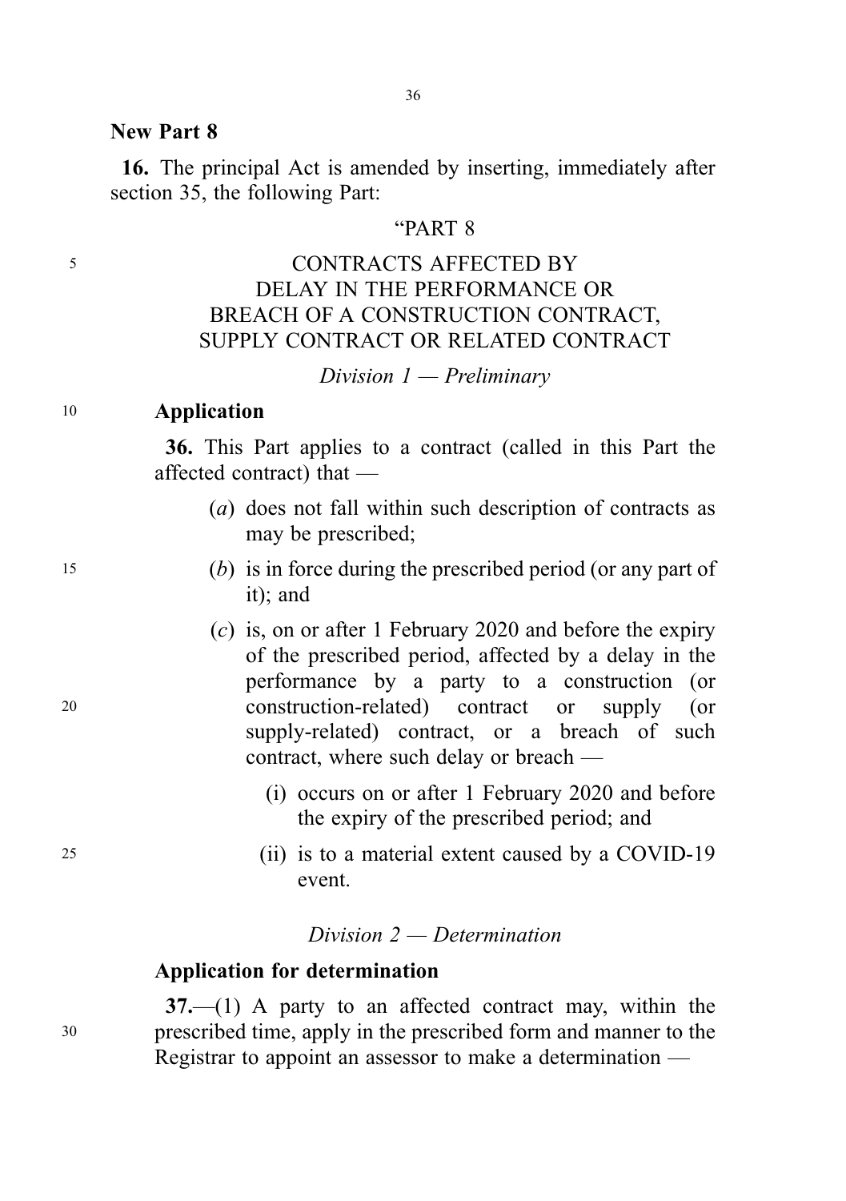**New Part 8**

**16.** The principal Act is amended by inserting, immediately after section 35, the following Part:

"PART 8

CONTRACTS AFFECTED BY DELAY IN THE PERFORMANCE OR BREACH OF A CONSTRUCTION CONTRACT, SUPPLY CONTRACT OR RELATED CONTRACT

*Division 1 — Preliminary*

**Application**

**36.** This Part applies to a contract (called in this Part the affected contract) that —

(*a*) does not fall within such description of contracts as may be prescribed;

(*b*) is in force during the prescribed period (or any part of it); and

(*c*) is, on or after 1 February 2020 and before the expiry of the prescribed period, affected by a delay in the performance by a party to a construction (or construction-related) contract or supply (or supply-related) contract, or a breach of such contract, where such delay or breach —

(i) occurs on or after 1 February 2020 and before the expiry of the prescribed period; and

(ii) is to a material extent caused by a COVID-19 event.

*Division 2 — Determination*

**Application for determination**

**37.**—(1) A party to an affected contract may, within the prescribed time, apply in the prescribed form and manner to the Registrar to appoint an assessor to make a determination —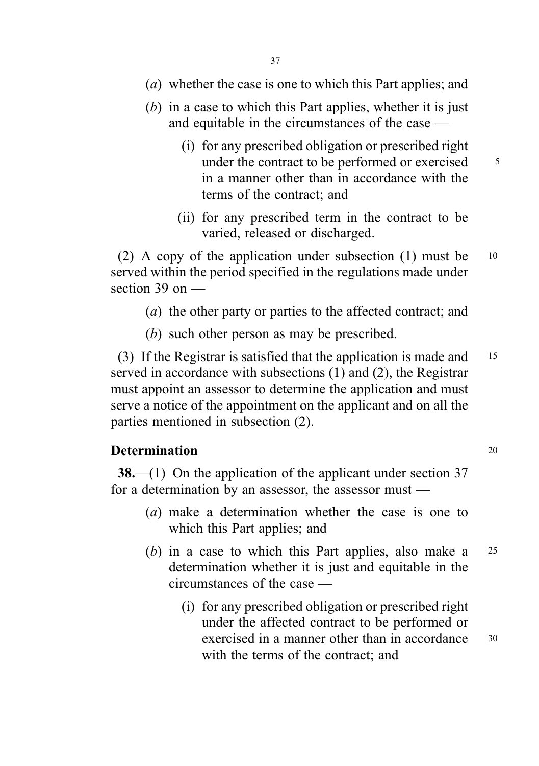(*a*) whether the case is one to which this Part applies; and

(*b*) in a case to which this Part applies, whether it is just and equitable in the circumstances of the case —

(i) for any prescribed obligation or prescribed right under the contract to be performed or exercised in a manner other than in accordance with the terms of the contract; and

(ii) for any prescribed term in the contract to be varied, released or discharged.

(2) A copy of the application under subsection (1) must be served within the period specified in the regulations made under section 39 on —

(*a*) the other party or parties to the affected contract; and

(*b*) such other person as may be prescribed.

(3) If the Registrar is satisfied that the application is made and served in accordance with subsections (1) and (2), the Registrar must appoint an assessor to determine the application and must serve a notice of the appointment on the applicant and on all the parties mentioned in subsection (2).

### Determination

**38.**—(1) On the application of the applicant under section 37 for a determination by an assessor, the assessor must —

(*a*) make a determination whether the case is one to which this Part applies; and

(*b*) in a case to which this Part applies, also make a determination whether it is just and equitable in the circumstances of the case —

(i) for any prescribed obligation or prescribed right under the affected contract to be performed or exercised in a manner other than in accordance with the terms of the contract; and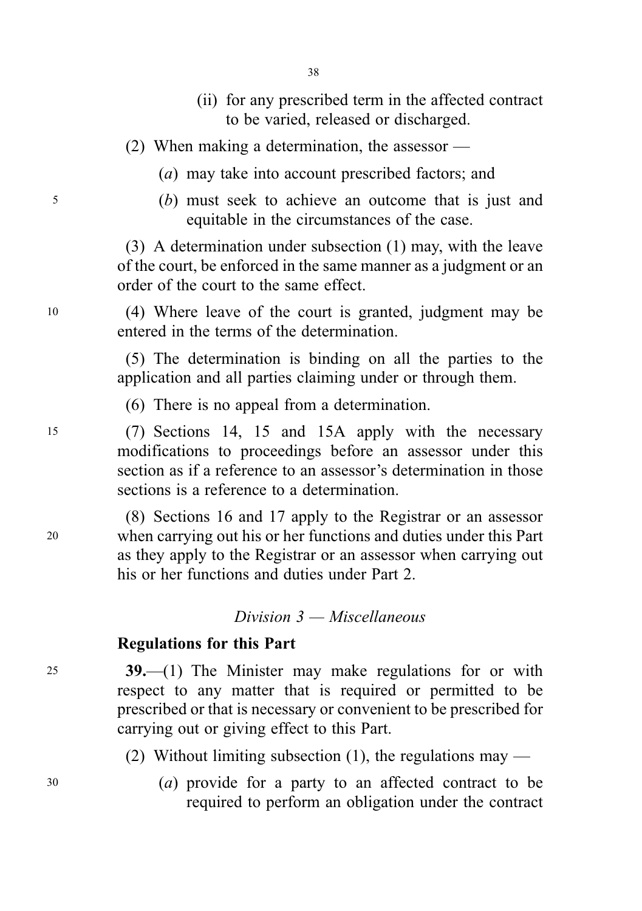(ii) for any prescribed term in the affected contract to be varied, released or discharged.

(2) When making a determination, the assessor —

(*a*) may take into account prescribed factors; and

(*b*) must seek to achieve an outcome that is just and equitable in the circumstances of the case.

(3) A determination under subsection (1) may, with the leave of the court, be enforced in the same manner as a judgment or an order of the court to the same effect.

(4) Where leave of the court is granted, judgment may be entered in the terms of the determination.

(5) The determination is binding on all the parties to the application and all parties claiming under or through them.

(6) There is no appeal from a determination.

(7) Sections 14, 15 and 15A apply with the necessary modifications to proceedings before an assessor under this section as if a reference to an assessor's determination in those sections is a reference to a determination.

(8) Sections 16 and 17 apply to the Registrar or an assessor when carrying out his or her functions and duties under this Part as they apply to the Registrar or an assessor when carrying out his or her functions and duties under Part 2.

*Division 3 — Miscellaneous*

**Regulations for this Part**

**39.**—(1) The Minister may make regulations for or with respect to any matter that is required or permitted to be prescribed or that is necessary or convenient to be prescribed for carrying out or giving effect to this Part.

(2) Without limiting subsection (1), the regulations may —

(*a*) provide for a party to an affected contract to be required to perform an obligation under the contract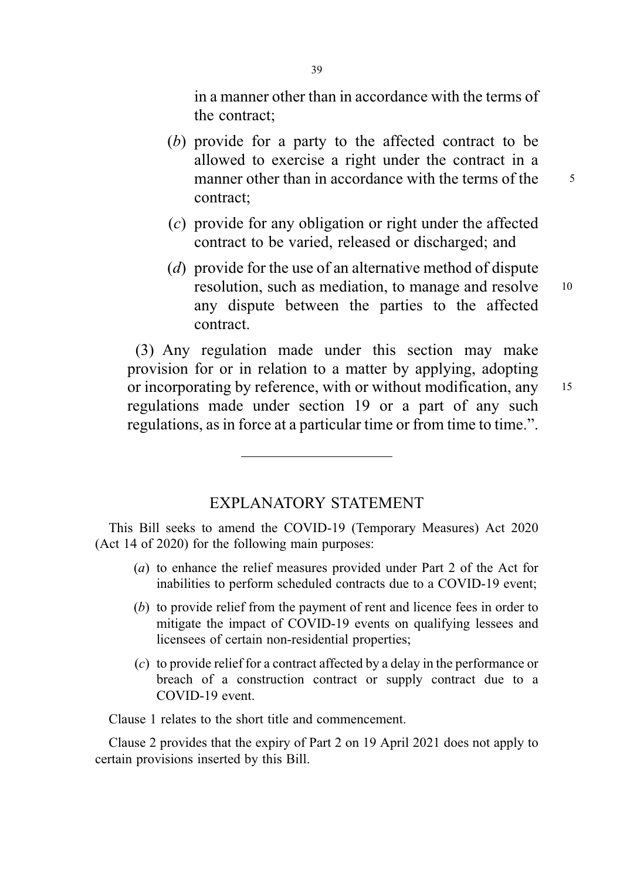in a manner other than in accordance with the terms of the contract;

(*b*) provide for a party to the affected contract to be allowed to exercise a right under the contract in a manner other than in accordance with the terms of the contract;

(*c*) provide for any obligation or right under the affected contract to be varied, released or discharged; and

(*d*) provide for the use of an alternative method of dispute resolution, such as mediation, to manage and resolve any dispute between the parties to the affected contract.

(3) Any regulation made under this section may make provision for or in relation to a matter by applying, adopting or incorporating by reference, with or without modification, any regulations made under section 19 or a part of any such regulations, as in force at a particular time or from time to time.".

---

## EXPLANATORY STATEMENT

This Bill seeks to amend the COVID-19 (Temporary Measures) Act 2020 (Act 14 of 2020) for the following main purposes:

(*a*) to enhance the relief measures provided under Part 2 of the Act for inabilities to perform scheduled contracts due to a COVID-19 event;

(*b*) to provide relief from the payment of rent and licence fees in order to mitigate the impact of COVID-19 events on qualifying lessees and licensees of certain non-residential properties;

(*c*) to provide relief for a contract affected by a delay in the performance or breach of a construction contract or supply contract due to a COVID-19 event.

Clause 1 relates to the short title and commencement.

Clause 2 provides that the expiry of Part 2 on 19 April 2021 does not apply to certain provisions inserted by this Bill.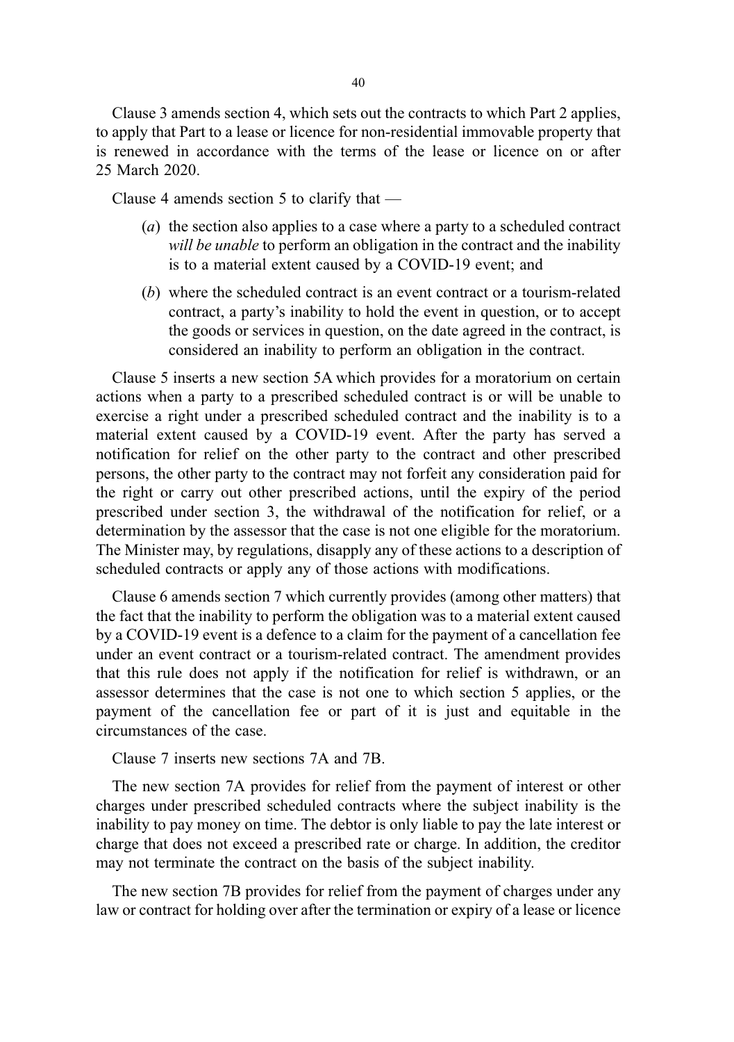Clause 3 amends section 4, which sets out the contracts to which Part 2 applies, to apply that Part to a lease or licence for non-residential immovable property that is renewed in accordance with the terms of the lease or licence on or after 25 March 2020.

Clause 4 amends section 5 to clarify that —

(*a*) the section also applies to a case where a party to a scheduled contract *will be unable* to perform an obligation in the contract and the inability is to a material extent caused by a COVID-19 event; and

(*b*) where the scheduled contract is an event contract or a tourism-related contract, a party's inability to hold the event in question, or to accept the goods or services in question, on the date agreed in the contract, is considered an inability to perform an obligation in the contract.

Clause 5 inserts a new section 5A which provides for a moratorium on certain actions when a party to a prescribed scheduled contract is or will be unable to exercise a right under a prescribed scheduled contract and the inability is to a material extent caused by a COVID-19 event. After the party has served a notification for relief on the other party to the contract and other prescribed persons, the other party to the contract may not forfeit any consideration paid for the right or carry out other prescribed actions, until the expiry of the period prescribed under section 3, the withdrawal of the notification for relief, or a determination by the assessor that the case is not one eligible for the moratorium. The Minister may, by regulations, disapply any of these actions to a description of scheduled contracts or apply any of those actions with modifications.

Clause 6 amends section 7 which currently provides (among other matters) that the fact that the inability to perform the obligation was to a material extent caused by a COVID-19 event is a defence to a claim for the payment of a cancellation fee under an event contract or a tourism-related contract. The amendment provides that this rule does not apply if the notification for relief is withdrawn, or an assessor determines that the case is not one to which section 5 applies, or the payment of the cancellation fee or part of it is just and equitable in the circumstances of the case.

Clause 7 inserts new sections 7A and 7B.

The new section 7A provides for relief from the payment of interest or other charges under prescribed scheduled contracts where the subject inability is the inability to pay money on time. The debtor is only liable to pay the late interest or charge that does not exceed a prescribed rate or charge. In addition, the creditor may not terminate the contract on the basis of the subject inability.

The new section 7B provides for relief from the payment of charges under any law or contract for holding over after the termination or expiry of a lease or licence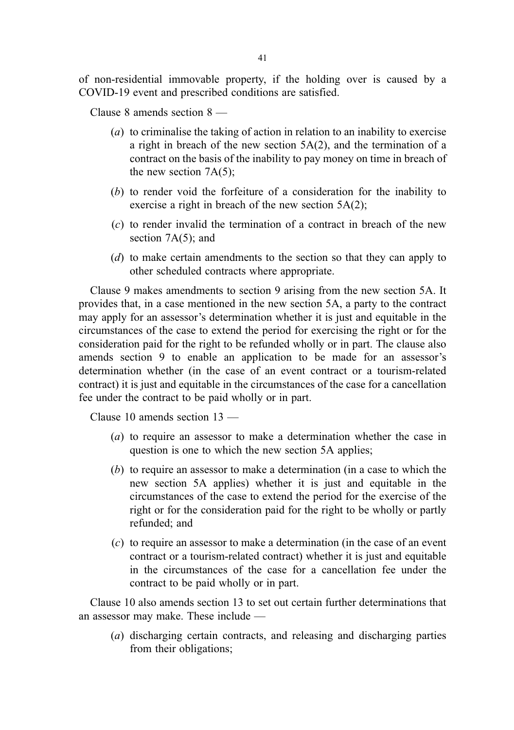of non-residential immovable property, if the holding over is caused by a COVID-19 event and prescribed conditions are satisfied.

Clause 8 amends section 8 —

(*a*) to criminalise the taking of action in relation to an inability to exercise a right in breach of the new section 5A(2), and the termination of a contract on the basis of the inability to pay money on time in breach of the new section 7A(5);

(*b*) to render void the forfeiture of a consideration for the inability to exercise a right in breach of the new section 5A(2);

(*c*) to render invalid the termination of a contract in breach of the new section 7A(5); and

(*d*) to make certain amendments to the section so that they can apply to other scheduled contracts where appropriate.

Clause 9 makes amendments to section 9 arising from the new section 5A. It provides that, in a case mentioned in the new section 5A, a party to the contract may apply for an assessor's determination whether it is just and equitable in the circumstances of the case to extend the period for exercising the right or for the consideration paid for the right to be refunded wholly or in part. The clause also amends section 9 to enable an application to be made for an assessor's determination whether (in the case of an event contract or a tourism-related contract) it is just and equitable in the circumstances of the case for a cancellation fee under the contract to be paid wholly or in part.

Clause 10 amends section 13 —

(*a*) to require an assessor to make a determination whether the case in question is one to which the new section 5A applies;

(*b*) to require an assessor to make a determination (in a case to which the new section 5A applies) whether it is just and equitable in the circumstances of the case to extend the period for the exercise of the right or for the consideration paid for the right to be wholly or partly refunded; and

(*c*) to require an assessor to make a determination (in the case of an event contract or a tourism-related contract) whether it is just and equitable in the circumstances of the case for a cancellation fee under the contract to be paid wholly or in part.

Clause 10 also amends section 13 to set out certain further determinations that an assessor may make. These include —

(*a*) discharging certain contracts, and releasing and discharging parties from their obligations;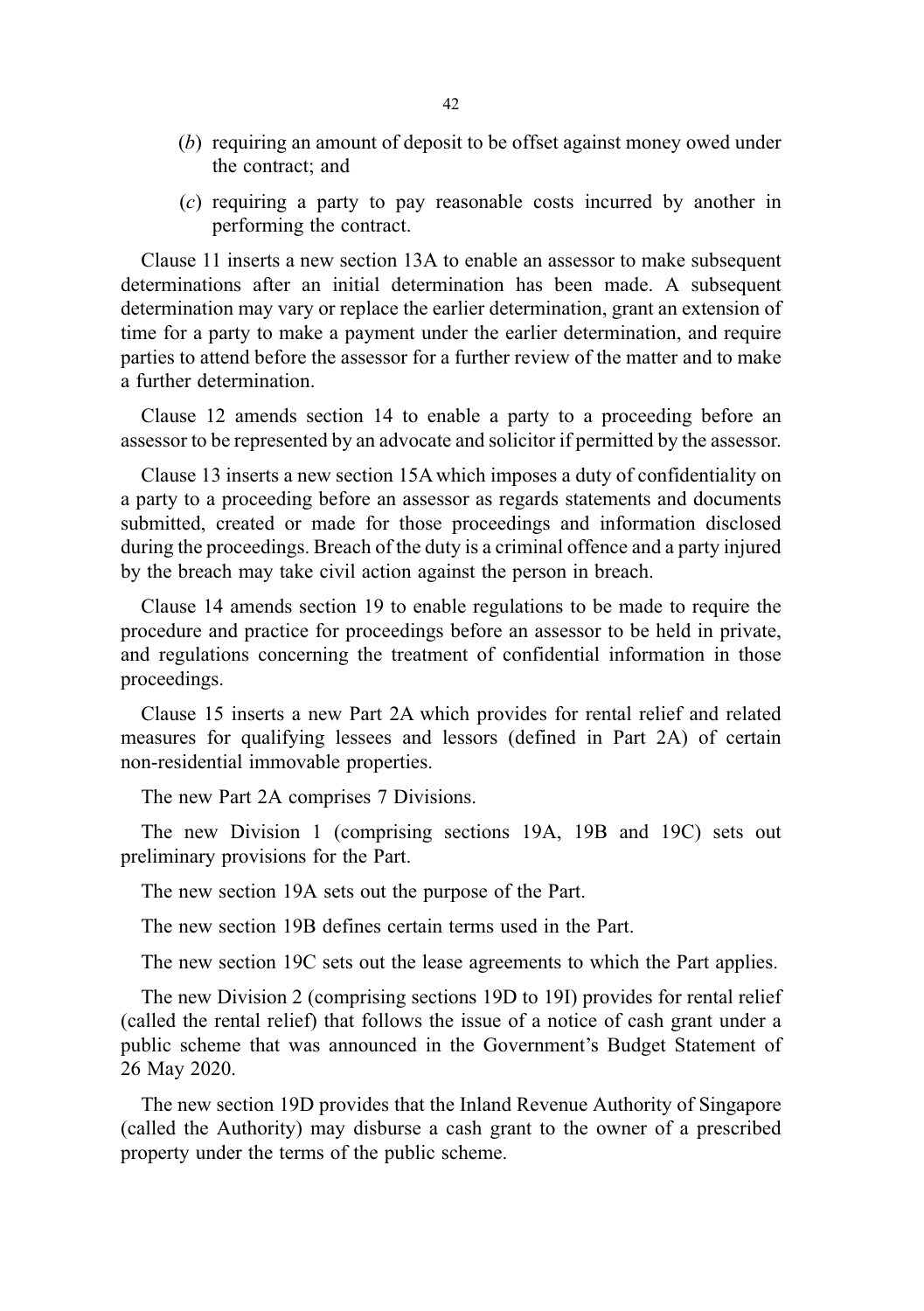(*b*) requiring an amount of deposit to be offset against money owed under the contract; and

(*c*) requiring a party to pay reasonable costs incurred by another in performing the contract.

Clause 11 inserts a new section 13A to enable an assessor to make subsequent determinations after an initial determination has been made. A subsequent determination may vary or replace the earlier determination, grant an extension of time for a party to make a payment under the earlier determination, and require parties to attend before the assessor for a further review of the matter and to make a further determination.

Clause 12 amends section 14 to enable a party to a proceeding before an assessor to be represented by an advocate and solicitor if permitted by the assessor.

Clause 13 inserts a new section 15A which imposes a duty of confidentiality on a party to a proceeding before an assessor as regards statements and documents submitted, created or made for those proceedings and information disclosed during the proceedings. Breach of the duty is a criminal offence and a party injured by the breach may take civil action against the person in breach.

Clause 14 amends section 19 to enable regulations to be made to require the procedure and practice for proceedings before an assessor to be held in private, and regulations concerning the treatment of confidential information in those proceedings.

Clause 15 inserts a new Part 2A which provides for rental relief and related measures for qualifying lessees and lessors (defined in Part 2A) of certain non-residential immovable properties.

The new Part 2A comprises 7 Divisions.

The new Division 1 (comprising sections 19A, 19B and 19C) sets out preliminary provisions for the Part.

The new section 19A sets out the purpose of the Part.

The new section 19B defines certain terms used in the Part.

The new section 19C sets out the lease agreements to which the Part applies.

The new Division 2 (comprising sections 19D to 19I) provides for rental relief (called the rental relief) that follows the issue of a notice of cash grant under a public scheme that was announced in the Government's Budget Statement of 26 May 2020.

The new section 19D provides that the Inland Revenue Authority of Singapore (called the Authority) may disburse a cash grant to the owner of a prescribed property under the terms of the public scheme.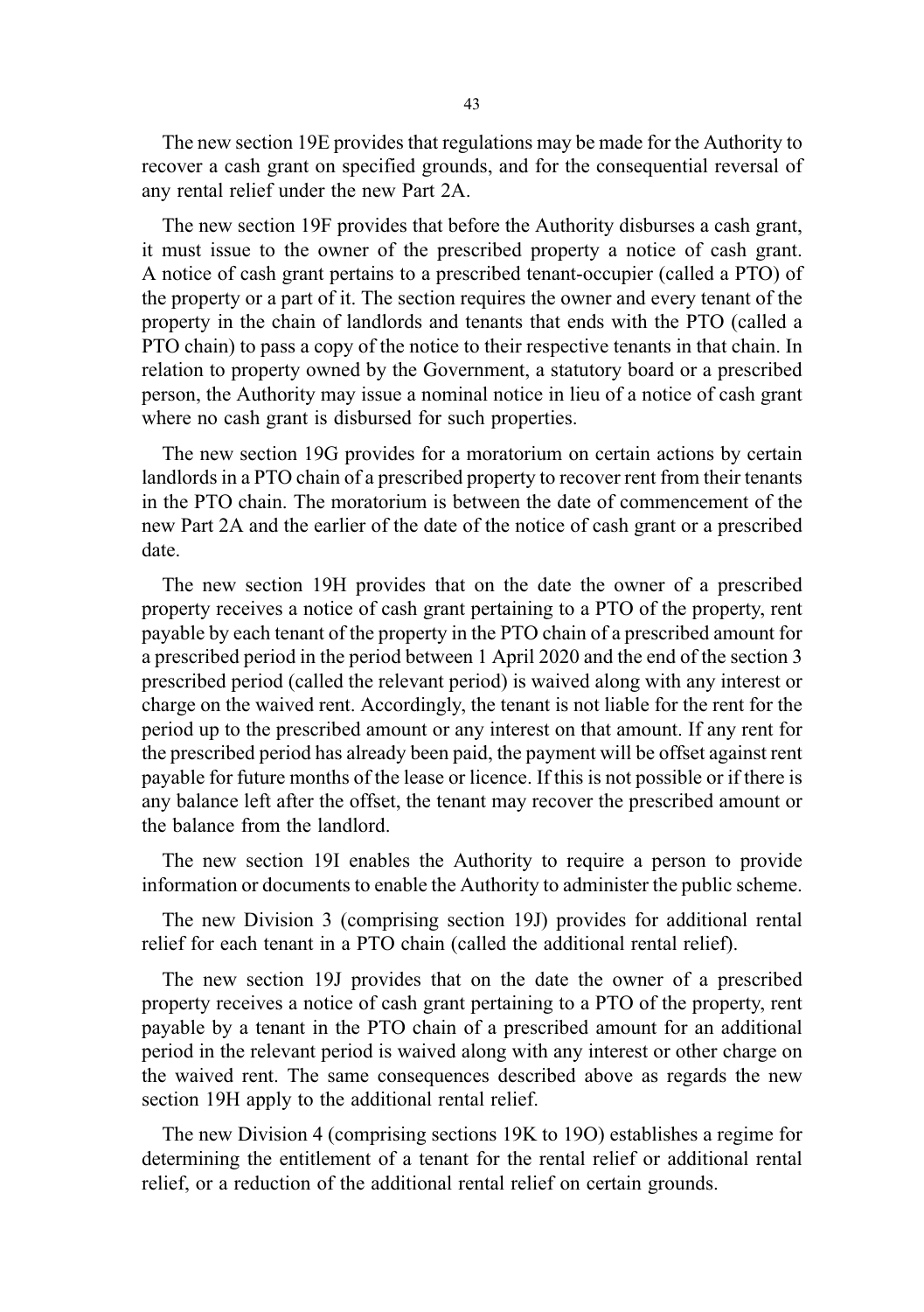The new section 19E provides that regulations may be made for the Authority to recover a cash grant on specified grounds, and for the consequential reversal of any rental relief under the new Part 2A.

The new section 19F provides that before the Authority disburses a cash grant, it must issue to the owner of the prescribed property a notice of cash grant. A notice of cash grant pertains to a prescribed tenant-occupier (called a PTO) of the property or a part of it. The section requires the owner and every tenant of the property in the chain of landlords and tenants that ends with the PTO (called a PTO chain) to pass a copy of the notice to their respective tenants in that chain. In relation to property owned by the Government, a statutory board or a prescribed person, the Authority may issue a nominal notice in lieu of a notice of cash grant where no cash grant is disbursed for such properties.

The new section 19G provides for a moratorium on certain actions by certain landlords in a PTO chain of a prescribed property to recover rent from their tenants in the PTO chain. The moratorium is between the date of commencement of the new Part 2A and the earlier of the date of the notice of cash grant or a prescribed date.

The new section 19H provides that on the date the owner of a prescribed property receives a notice of cash grant pertaining to a PTO of the property, rent payable by each tenant of the property in the PTO chain of a prescribed amount for a prescribed period in the period between 1 April 2020 and the end of the section 3 prescribed period (called the relevant period) is waived along with any interest or charge on the waived rent. Accordingly, the tenant is not liable for the rent for the period up to the prescribed amount or any interest on that amount. If any rent for the prescribed period has already been paid, the payment will be offset against rent payable for future months of the lease or licence. If this is not possible or if there is any balance left after the offset, the tenant may recover the prescribed amount or the balance from the landlord.

The new section 19I enables the Authority to require a person to provide information or documents to enable the Authority to administer the public scheme.

The new Division 3 (comprising section 19J) provides for additional rental relief for each tenant in a PTO chain (called the additional rental relief).

The new section 19J provides that on the date the owner of a prescribed property receives a notice of cash grant pertaining to a PTO of the property, rent payable by a tenant in the PTO chain of a prescribed amount for an additional period in the relevant period is waived along with any interest or other charge on the waived rent. The same consequences described above as regards the new section 19H apply to the additional rental relief.

The new Division 4 (comprising sections 19K to 19O) establishes a regime for determining the entitlement of a tenant for the rental relief or additional rental relief, or a reduction of the additional rental relief on certain grounds.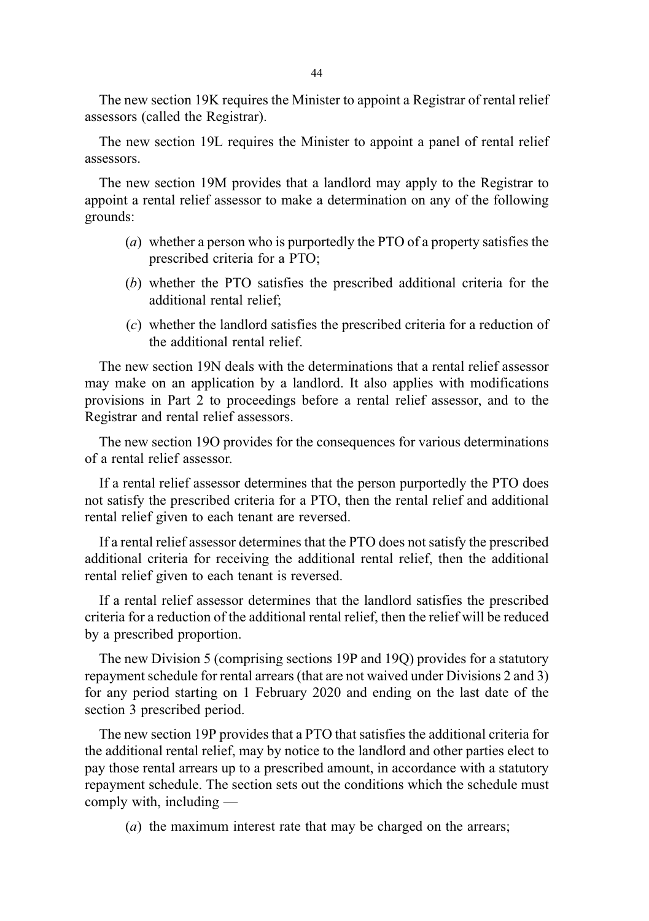The new section 19K requires the Minister to appoint a Registrar of rental relief assessors (called the Registrar).

The new section 19L requires the Minister to appoint a panel of rental relief assessors.

The new section 19M provides that a landlord may apply to the Registrar to appoint a rental relief assessor to make a determination on any of the following grounds:

(*a*) whether a person who is purportedly the PTO of a property satisfies the prescribed criteria for a PTO;

(*b*) whether the PTO satisfies the prescribed additional criteria for the additional rental relief;

(*c*) whether the landlord satisfies the prescribed criteria for a reduction of the additional rental relief.

The new section 19N deals with the determinations that a rental relief assessor may make on an application by a landlord. It also applies with modifications provisions in Part 2 to proceedings before a rental relief assessor, and to the Registrar and rental relief assessors.

The new section 19O provides for the consequences for various determinations of a rental relief assessor.

If a rental relief assessor determines that the person purportedly the PTO does not satisfy the prescribed criteria for a PTO, then the rental relief and additional rental relief given to each tenant are reversed.

If a rental relief assessor determines that the PTO does not satisfy the prescribed additional criteria for receiving the additional rental relief, then the additional rental relief given to each tenant is reversed.

If a rental relief assessor determines that the landlord satisfies the prescribed criteria for a reduction of the additional rental relief, then the relief will be reduced by a prescribed proportion.

The new Division 5 (comprising sections 19P and 19Q) provides for a statutory repayment schedule for rental arrears (that are not waived under Divisions 2 and 3) for any period starting on 1 February 2020 and ending on the last date of the section 3 prescribed period.

The new section 19P provides that a PTO that satisfies the additional criteria for the additional rental relief, may by notice to the landlord and other parties elect to pay those rental arrears up to a prescribed amount, in accordance with a statutory repayment schedule. The section sets out the conditions which the schedule must comply with, including —

(*a*) the maximum interest rate that may be charged on the arrears;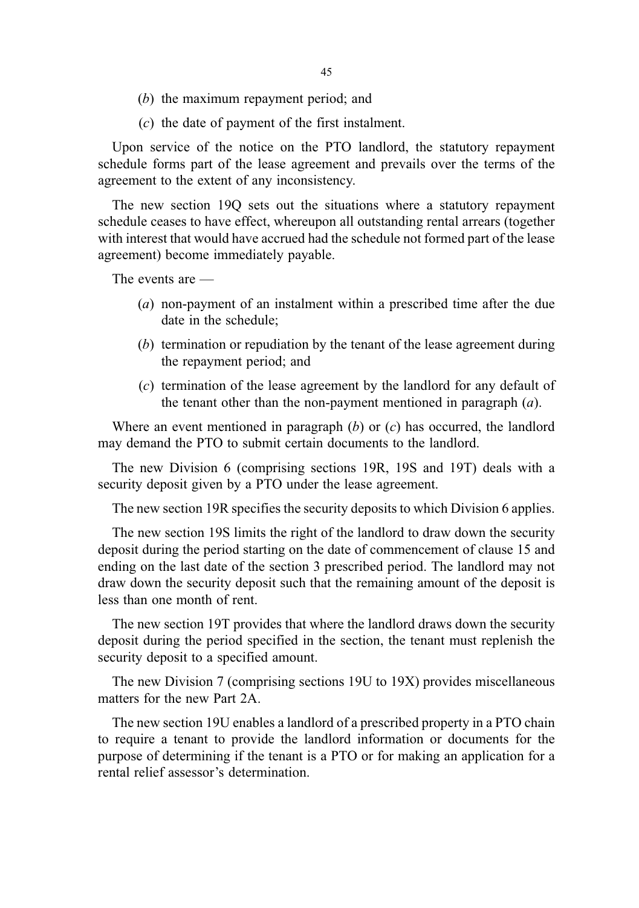(*b*) the maximum repayment period; and

(*c*) the date of payment of the first instalment.

Upon service of the notice on the PTO landlord, the statutory repayment schedule forms part of the lease agreement and prevails over the terms of the agreement to the extent of any inconsistency.

The new section 19Q sets out the situations where a statutory repayment schedule ceases to have effect, whereupon all outstanding rental arrears (together with interest that would have accrued had the schedule not formed part of the lease agreement) become immediately payable.

The events are —

(*a*) non-payment of an instalment within a prescribed time after the due date in the schedule;

(*b*) termination or repudiation by the tenant of the lease agreement during the repayment period; and

(*c*) termination of the lease agreement by the landlord for any default of the tenant other than the non-payment mentioned in paragraph (*a*).

Where an event mentioned in paragraph (*b*) or (*c*) has occurred, the landlord may demand the PTO to submit certain documents to the landlord.

The new Division 6 (comprising sections 19R, 19S and 19T) deals with a security deposit given by a PTO under the lease agreement.

The new section 19R specifies the security deposits to which Division 6 applies.

The new section 19S limits the right of the landlord to draw down the security deposit during the period starting on the date of commencement of clause 15 and ending on the last date of the section 3 prescribed period. The landlord may not draw down the security deposit such that the remaining amount of the deposit is less than one month of rent.

The new section 19T provides that where the landlord draws down the security deposit during the period specified in the section, the tenant must replenish the security deposit to a specified amount.

The new Division 7 (comprising sections 19U to 19X) provides miscellaneous matters for the new Part 2A.

The new section 19U enables a landlord of a prescribed property in a PTO chain to require a tenant to provide the landlord information or documents for the purpose of determining if the tenant is a PTO or for making an application for a rental relief assessor's determination.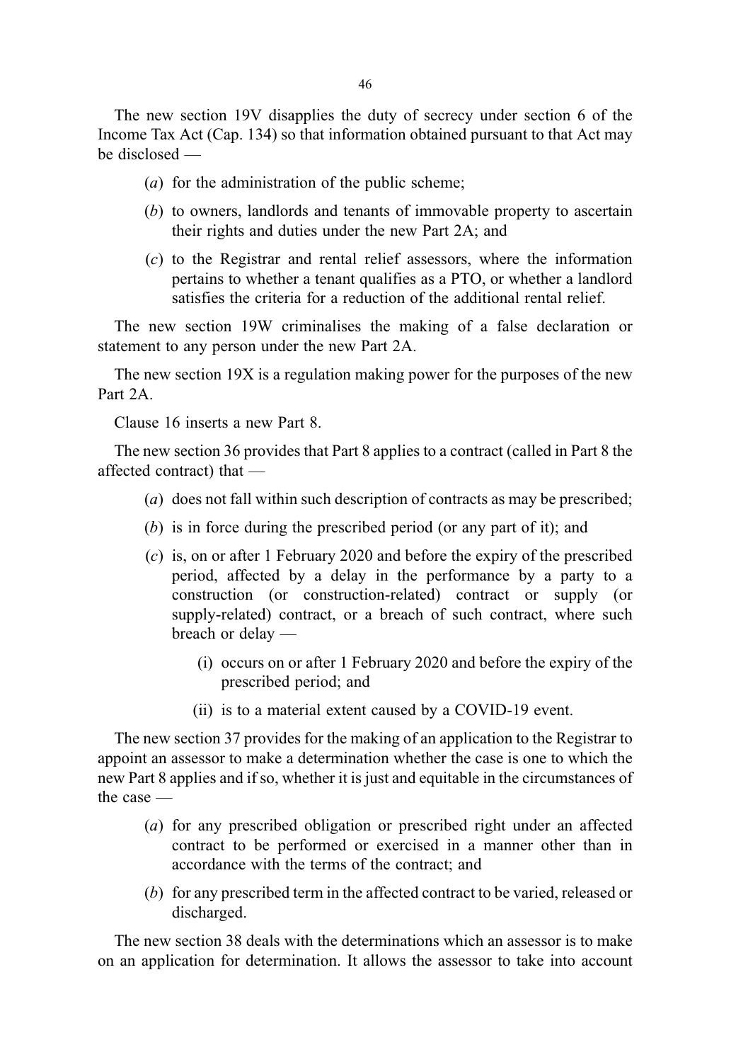The new section 19V disapplies the duty of secrecy under section 6 of the Income Tax Act (Cap. 134) so that information obtained pursuant to that Act may be disclosed —

(*a*) for the administration of the public scheme;

(*b*) to owners, landlords and tenants of immovable property to ascertain their rights and duties under the new Part 2A; and

(*c*) to the Registrar and rental relief assessors, where the information pertains to whether a tenant qualifies as a PTO, or whether a landlord satisfies the criteria for a reduction of the additional rental relief.

The new section 19W criminalises the making of a false declaration or statement to any person under the new Part 2A.

The new section 19X is a regulation making power for the purposes of the new Part 2A.

Clause 16 inserts a new Part 8.

The new section 36 provides that Part 8 applies to a contract (called in Part 8 the affected contract) that —

(*a*) does not fall within such description of contracts as may be prescribed;

(*b*) is in force during the prescribed period (or any part of it); and

(*c*) is, on or after 1 February 2020 and before the expiry of the prescribed period, affected by a delay in the performance by a party to a construction (or construction-related) contract or supply (or supply-related) contract, or a breach of such contract, where such breach or delay —

- (i) occurs on or after 1 February 2020 and before the expiry of the prescribed period; and
- (ii) is to a material extent caused by a COVID-19 event.

The new section 37 provides for the making of an application to the Registrar to appoint an assessor to make a determination whether the case is one to which the new Part 8 applies and if so, whether it is just and equitable in the circumstances of the case —

(*a*) for any prescribed obligation or prescribed right under an affected contract to be performed or exercised in a manner other than in accordance with the terms of the contract; and

(*b*) for any prescribed term in the affected contract to be varied, released or discharged.

The new section 38 deals with the determinations which an assessor is to make on an application for determination. It allows the assessor to take into account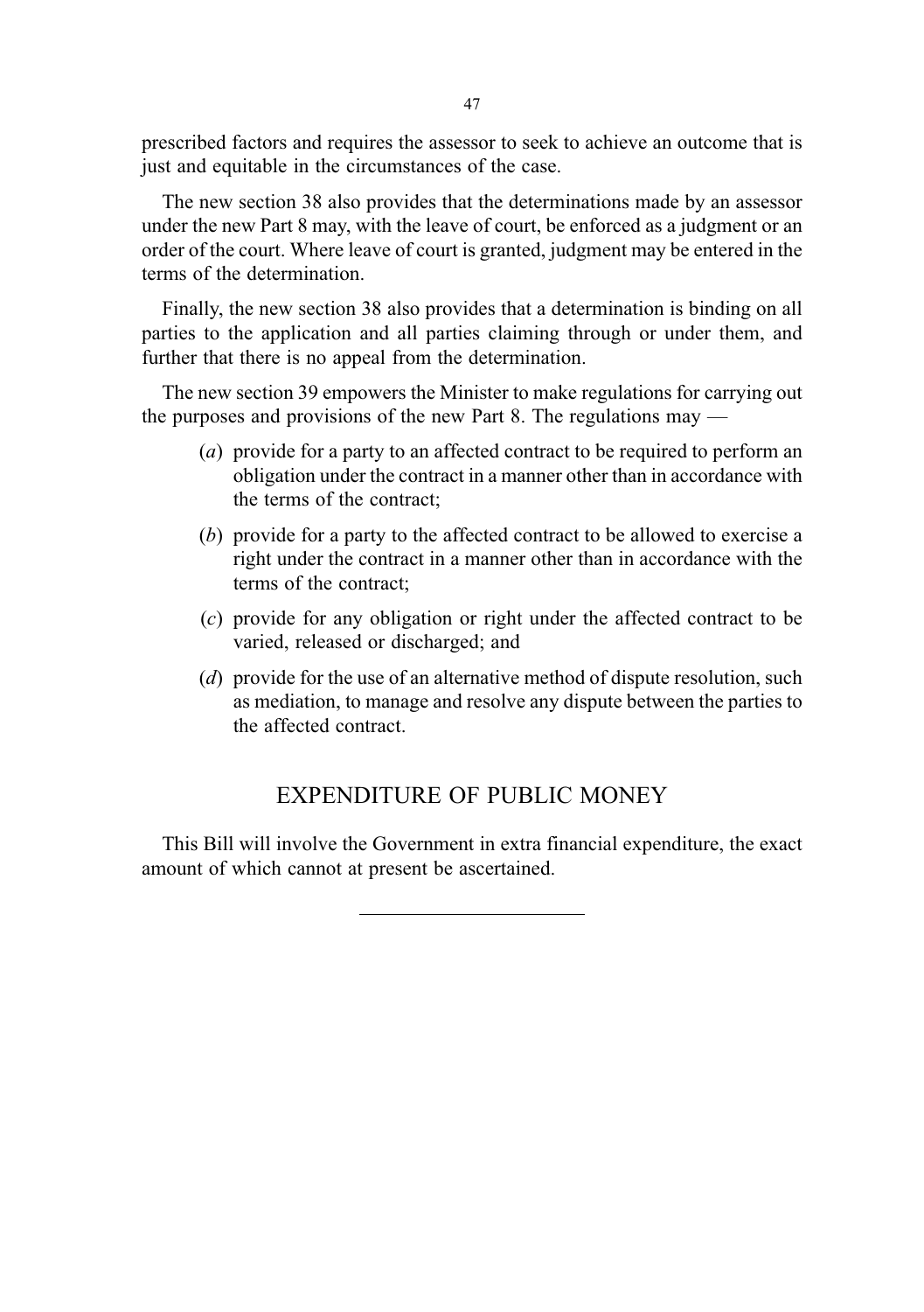prescribed factors and requires the assessor to seek to achieve an outcome that is just and equitable in the circumstances of the case.

The new section 38 also provides that the determinations made by an assessor under the new Part 8 may, with the leave of court, be enforced as a judgment or an order of the court. Where leave of court is granted, judgment may be entered in the terms of the determination.

Finally, the new section 38 also provides that a determination is binding on all parties to the application and all parties claiming through or under them, and further that there is no appeal from the determination.

The new section 39 empowers the Minister to make regulations for carrying out the purposes and provisions of the new Part 8. The regulations may —

(*a*) provide for a party to an affected contract to be required to perform an obligation under the contract in a manner other than in accordance with the terms of the contract;

(*b*) provide for a party to the affected contract to be allowed to exercise a right under the contract in a manner other than in accordance with the terms of the contract;

(*c*) provide for any obligation or right under the affected contract to be varied, released or discharged; and

(*d*) provide for the use of an alternative method of dispute resolution, such as mediation, to manage and resolve any dispute between the parties to the affected contract.

## EXPENDITURE OF PUBLIC MONEY

This Bill will involve the Government in extra financial expenditure, the exact amount of which cannot at present be ascertained.